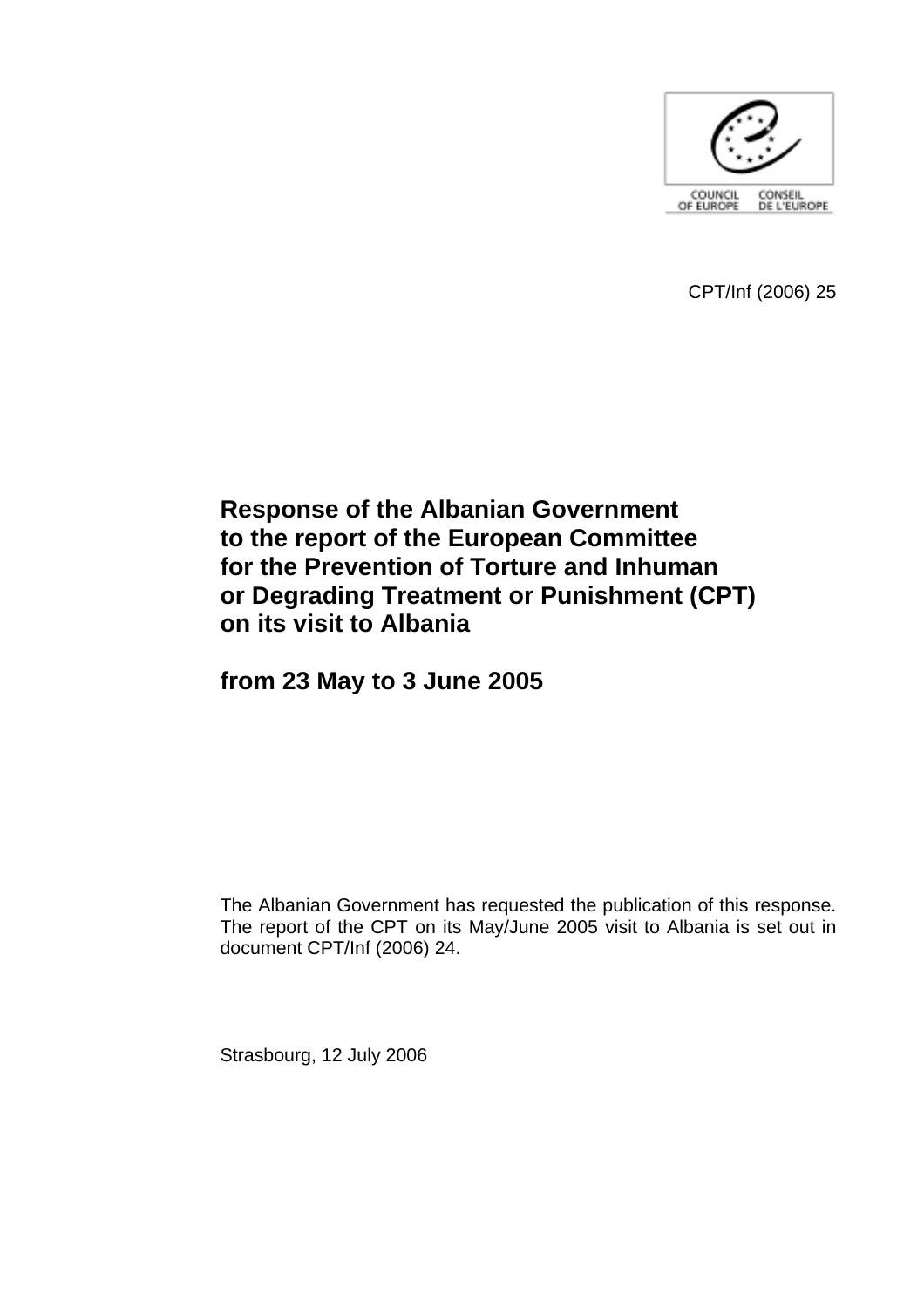COUNCIL OF EUROPE CONSEIL DE L'EUROPE

CPT/Inf (2006) 25

# Response of the Albanian Government to the report of the European Committee for the Prevention of Torture and Inhuman or Degrading Treatment or Punishment (CPT) on its visit to Albania

## from 23 May to 3 June 2005

The Albanian Government has requested the publication of this response. The report of the CPT on its May/June 2005 visit to Albania is set out in document CPT/Inf (2006) 24.

Strasbourg, 12 July 2006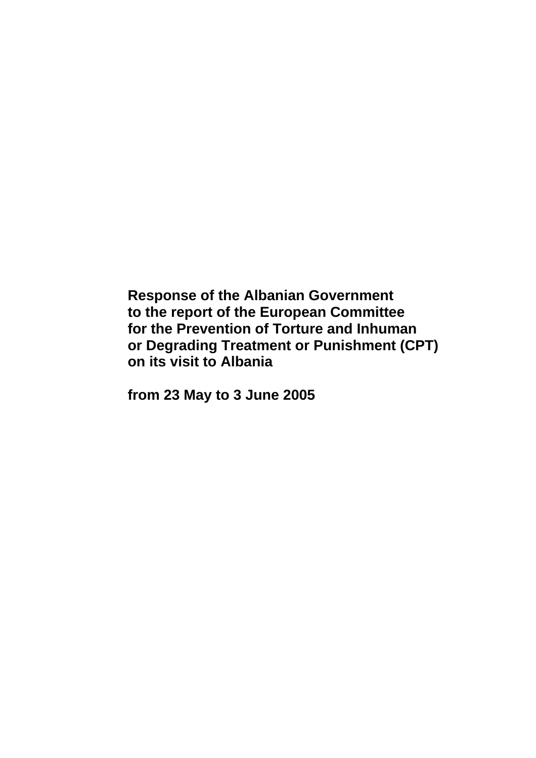**Response of the Albanian Government to the report of the European Committee for the Prevention of Torture and Inhuman or Degrading Treatment or Punishment (CPT) on its visit to Albania**

**from 23 May to 3 June 2005**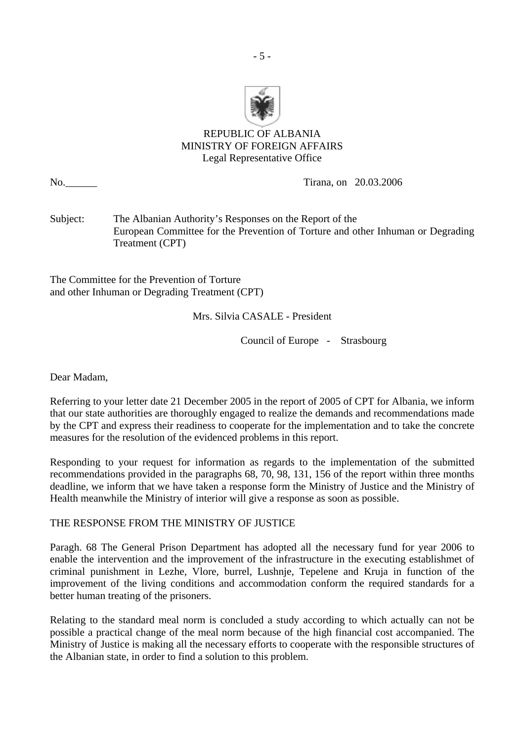REPUBLIC OF ALBANIA
MINISTRY OF FOREIGN AFFAIRS
Legal Representative Office

No.______ Tirana, on 20.03.2006

Subject: The Albanian Authority's Responses on the Report of the European Committee for the Prevention of Torture and other Inhuman or Degrading Treatment (CPT)

The Committee for the Prevention of Torture
and other Inhuman or Degrading Treatment (CPT)

Mrs. Silvia CASALE - President

Council of Europe - Strasbourg

Dear Madam,

Referring to your letter date 21 December 2005 in the report of 2005 of CPT for Albania, we inform that our state authorities are thoroughly engaged to realize the demands and recommendations made by the CPT and express their readiness to cooperate for the implementation and to take the concrete measures for the resolution of the evidenced problems in this report.

Responding to your request for information as regards to the implementation of the submitted recommendations provided in the paragraphs 68, 70, 98, 131, 156 of the report within three months deadline, we inform that we have taken a response form the Ministry of Justice and the Ministry of Health meanwhile the Ministry of interior will give a response as soon as possible.

THE RESPONSE FROM THE MINISTRY OF JUSTICE

Paragh. 68 The General Prison Department has adopted all the necessary fund for year 2006 to enable the intervention and the improvement of the infrastructure in the executing establishmet of criminal punishment in Lezhe, Vlore, burrel, Lushnje, Tepelene and Kruja in function of the improvement of the living conditions and accommodation conform the required standards for a better human treating of the prisoners.

Relating to the standard meal norm is concluded a study according to which actually can not be possible a practical change of the meal norm because of the high financial cost accompanied. The Ministry of Justice is making all the necessary efforts to cooperate with the responsible structures of the Albanian state, in order to find a solution to this problem.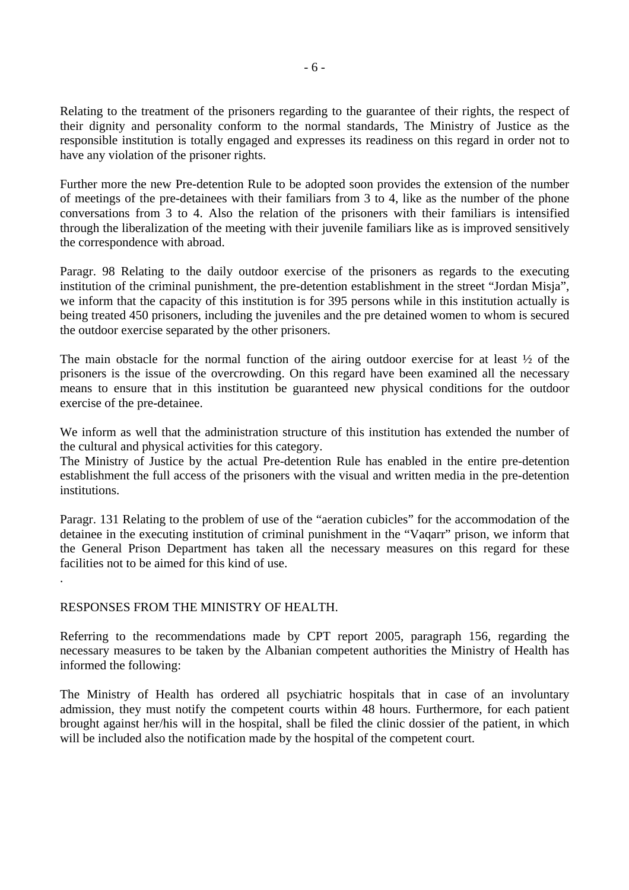Relating to the treatment of the prisoners regarding to the guarantee of their rights, the respect of their dignity and personality conform to the normal standards, The Ministry of Justice as the responsible institution is totally engaged and expresses its readiness on this regard in order not to have any violation of the prisoner rights.

Further more the new Pre-detention Rule to be adopted soon provides the extension of the number of meetings of the pre-detainees with their familiars from 3 to 4, like as the number of the phone conversations from 3 to 4. Also the relation of the prisoners with their familiars is intensified through the liberalization of the meeting with their juvenile familiars like as is improved sensitively the correspondence with abroad.

Paragr. 98 Relating to the daily outdoor exercise of the prisoners as regards to the executing institution of the criminal punishment, the pre-detention establishment in the street "Jordan Misja", we inform that the capacity of this institution is for 395 persons while in this institution actually is being treated 450 prisoners, including the juveniles and the pre detained women to whom is secured the outdoor exercise separated by the other prisoners.

The main obstacle for the normal function of the airing outdoor exercise for at least ½ of the prisoners is the issue of the overcrowding. On this regard have been examined all the necessary means to ensure that in this institution be guaranteed new physical conditions for the outdoor exercise of the pre-detainee.

We inform as well that the administration structure of this institution has extended the number of the cultural and physical activities for this category.
The Ministry of Justice by the actual Pre-detention Rule has enabled in the entire pre-detention establishment the full access of the prisoners with the visual and written media in the pre-detention institutions.

Paragr. 131 Relating to the problem of use of the "aeration cubicles" for the accommodation of the detainee in the executing institution of criminal punishment in the "Vaqarr" prison, we inform that the General Prison Department has taken all the necessary measures on this regard for these facilities not to be aimed for this kind of use.

.

RESPONSES FROM THE MINISTRY OF HEALTH.

Referring to the recommendations made by CPT report 2005, paragraph 156, regarding the necessary measures to be taken by the Albanian competent authorities the Ministry of Health has informed the following:

The Ministry of Health has ordered all psychiatric hospitals that in case of an involuntary admission, they must notify the competent courts within 48 hours. Furthermore, for each patient brought against her/his will in the hospital, shall be filed the clinic dossier of the patient, in which will be included also the notification made by the hospital of the competent court.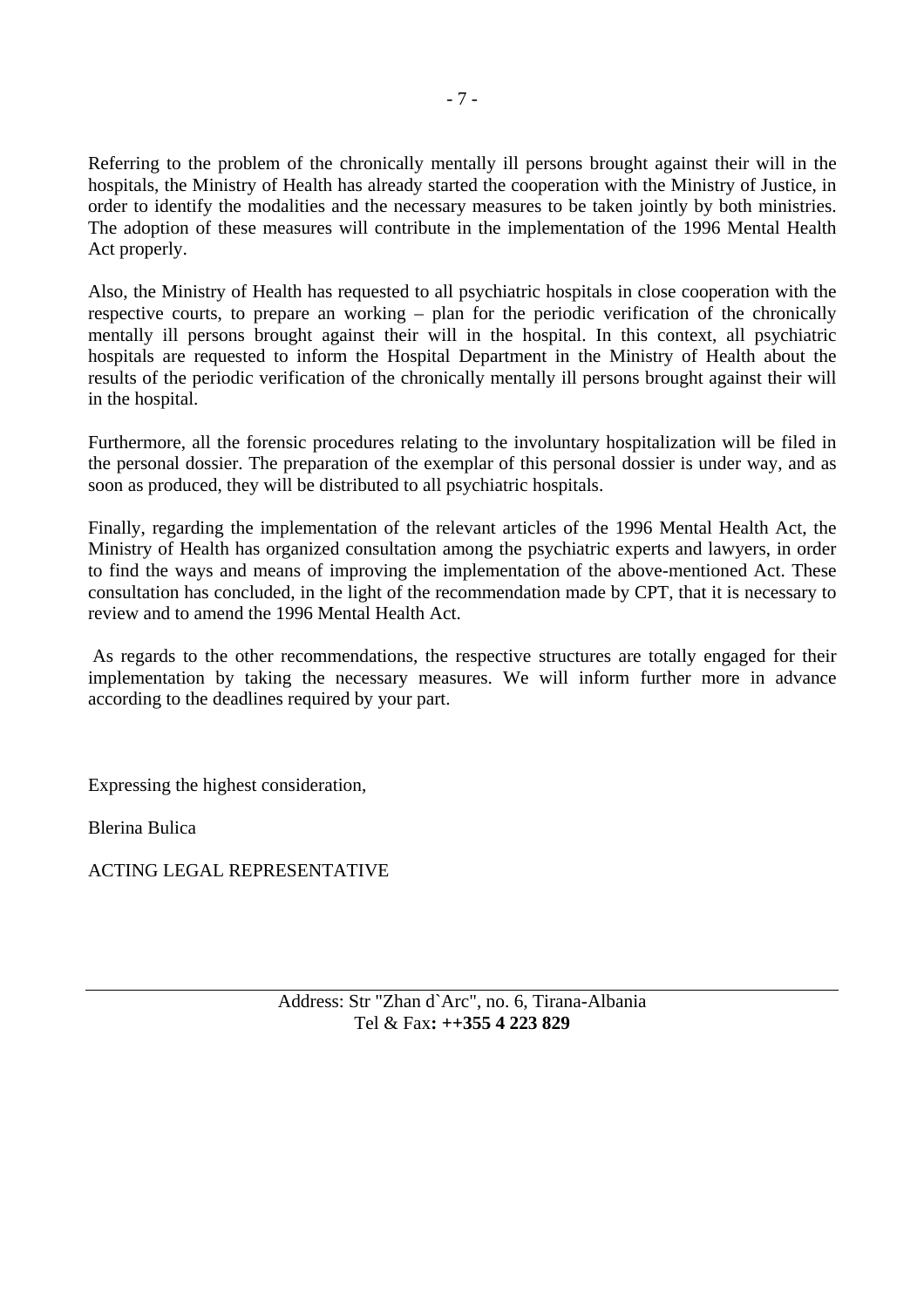Referring to the problem of the chronically mentally ill persons brought against their will in the hospitals, the Ministry of Health has already started the cooperation with the Ministry of Justice, in order to identify the modalities and the necessary measures to be taken jointly by both ministries. The adoption of these measures will contribute in the implementation of the 1996 Mental Health Act properly.

Also, the Ministry of Health has requested to all psychiatric hospitals in close cooperation with the respective courts, to prepare an working – plan for the periodic verification of the chronically mentally ill persons brought against their will in the hospital. In this context, all psychiatric hospitals are requested to inform the Hospital Department in the Ministry of Health about the results of the periodic verification of the chronically mentally ill persons brought against their will in the hospital.

Furthermore, all the forensic procedures relating to the involuntary hospitalization will be filed in the personal dossier. The preparation of the exemplar of this personal dossier is under way, and as soon as produced, they will be distributed to all psychiatric hospitals.

Finally, regarding the implementation of the relevant articles of the 1996 Mental Health Act, the Ministry of Health has organized consultation among the psychiatric experts and lawyers, in order to find the ways and means of improving the implementation of the above-mentioned Act. These consultation has concluded, in the light of the recommendation made by CPT, that it is necessary to review and to amend the 1996 Mental Health Act.

As regards to the other recommendations, the respective structures are totally engaged for their implementation by taking the necessary measures. We will inform further more in advance according to the deadlines required by your part.

Expressing the highest consideration,

Blerina Bulica

ACTING LEGAL REPRESENTATIVE

---

Address: Str "Zhan d`Arc", no. 6, Tirana-Albania
Tel & Fax**: ++355 4 223 829**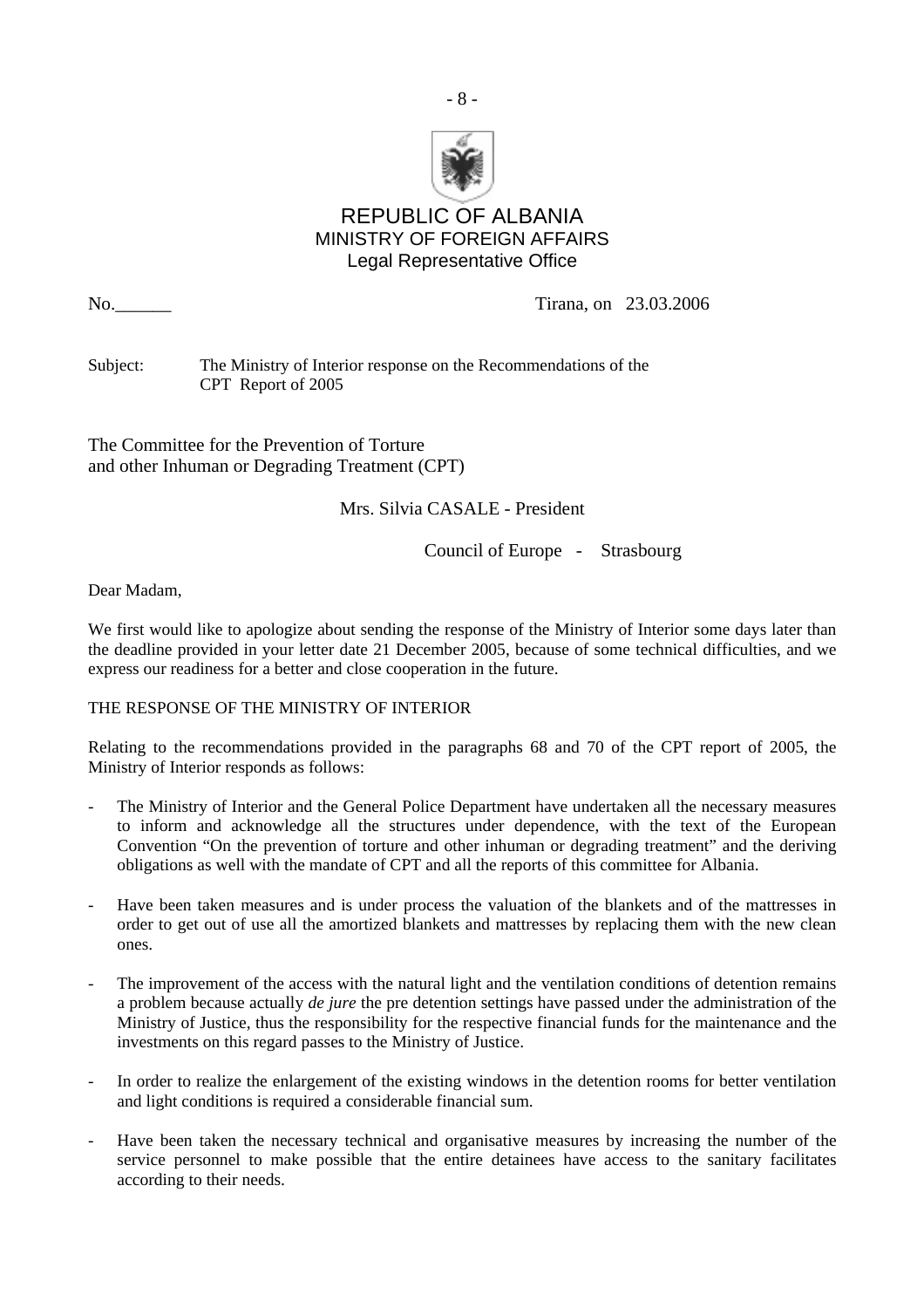REPUBLIC OF ALBANIA
MINISTRY OF FOREIGN AFFAIRS
Legal Representative Office

No.______ Tirana, on 23.03.2006

Subject: The Ministry of Interior response on the Recommendations of the CPT Report of 2005

The Committee for the Prevention of Torture
and other Inhuman or Degrading Treatment (CPT)

Mrs. Silvia CASALE - President

Council of Europe - Strasbourg

Dear Madam,

We first would like to apologize about sending the response of the Ministry of Interior some days later than the deadline provided in your letter date 21 December 2005, because of some technical difficulties, and we express our readiness for a better and close cooperation in the future.

THE RESPONSE OF THE MINISTRY OF INTERIOR

Relating to the recommendations provided in the paragraphs 68 and 70 of the CPT report of 2005, the Ministry of Interior responds as follows:

- The Ministry of Interior and the General Police Department have undertaken all the necessary measures to inform and acknowledge all the structures under dependence, with the text of the European Convention "On the prevention of torture and other inhuman or degrading treatment" and the deriving obligations as well with the mandate of CPT and all the reports of this committee for Albania.
- Have been taken measures and is under process the valuation of the blankets and of the mattresses in order to get out of use all the amortized blankets and mattresses by replacing them with the new clean ones.
- The improvement of the access with the natural light and the ventilation conditions of detention remains a problem because actually *de jure* the pre detention settings have passed under the administration of the Ministry of Justice, thus the responsibility for the respective financial funds for the maintenance and the investments on this regard passes to the Ministry of Justice.
- In order to realize the enlargement of the existing windows in the detention rooms for better ventilation and light conditions is required a considerable financial sum.
- Have been taken the necessary technical and organisative measures by increasing the number of the service personnel to make possible that the entire detainees have access to the sanitary facilitates according to their needs.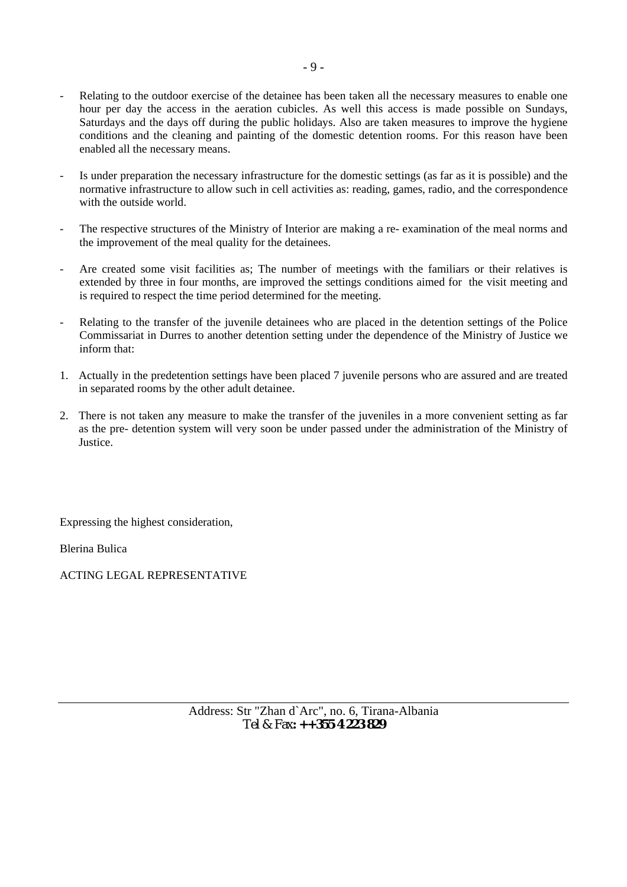- Relating to the outdoor exercise of the detainee has been taken all the necessary measures to enable one hour per day the access in the aeration cubicles. As well this access is made possible on Sundays, Saturdays and the days off during the public holidays. Also are taken measures to improve the hygiene conditions and the cleaning and painting of the domestic detention rooms. For this reason have been enabled all the necessary means.

- Is under preparation the necessary infrastructure for the domestic settings (as far as it is possible) and the normative infrastructure to allow such in cell activities as: reading, games, radio, and the correspondence with the outside world.

- The respective structures of the Ministry of Interior are making a re- examination of the meal norms and the improvement of the meal quality for the detainees.

- Are created some visit facilities as; The number of meetings with the familiars or their relatives is extended by three in four months, are improved the settings conditions aimed for the visit meeting and is required to respect the time period determined for the meeting.

- Relating to the transfer of the juvenile detainees who are placed in the detention settings of the Police Commissariat in Durres to another detention setting under the dependence of the Ministry of Justice we inform that:

1. Actually in the predetention settings have been placed 7 juvenile persons who are assured and are treated in separated rooms by the other adult detainee.

2. There is not taken any measure to make the transfer of the juveniles in a more convenient setting as far as the pre- detention system will very soon be under passed under the administration of the Ministry of Justice.

Expressing the highest consideration,

Blerina Bulica

ACTING LEGAL REPRESENTATIVE

Address: Str "Zhan d`Arc", no. 6, Tirana-Albania
Tel & Fax: **++355 4 223 829**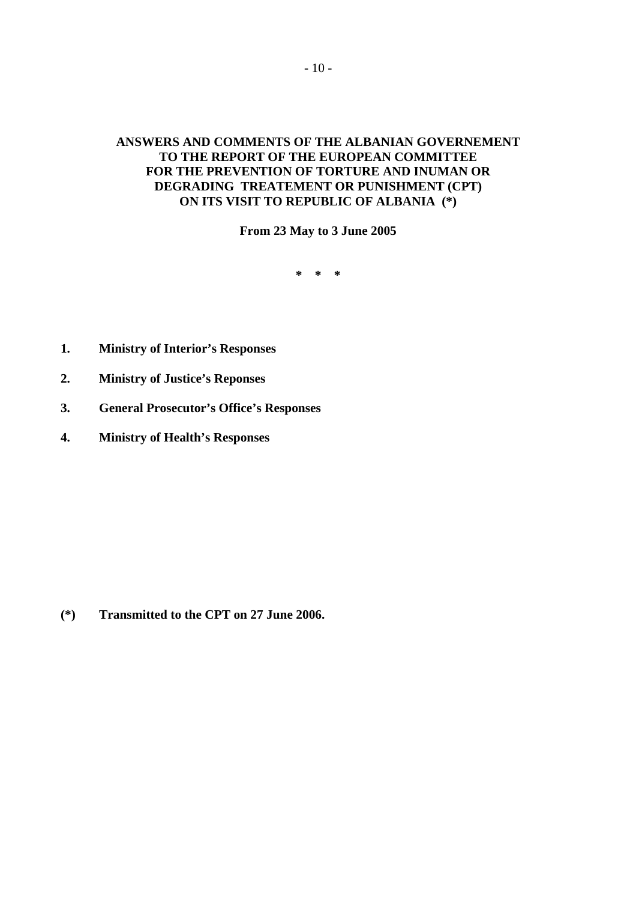# ANSWERS AND COMMENTS OF THE ALBANIAN GOVERNEMENT TO THE REPORT OF THE EUROPEAN COMMITTEE FOR THE PREVENTION OF TORTURE AND INUMAN OR DEGRADING TREATEMENT OR PUNISHMENT (CPT) ON ITS VISIT TO REPUBLIC OF ALBANIA (*)

**From 23 May to 3 June 2005**

**\*   \*   \***

1. **Ministry of Interior's Responses**
2. **Ministry of Justice's Reponses**
3. **General Prosecutor's Office's Responses**
4. **Ministry of Health's Responses**

**(\*) Transmitted to the CPT on 27 June 2006.**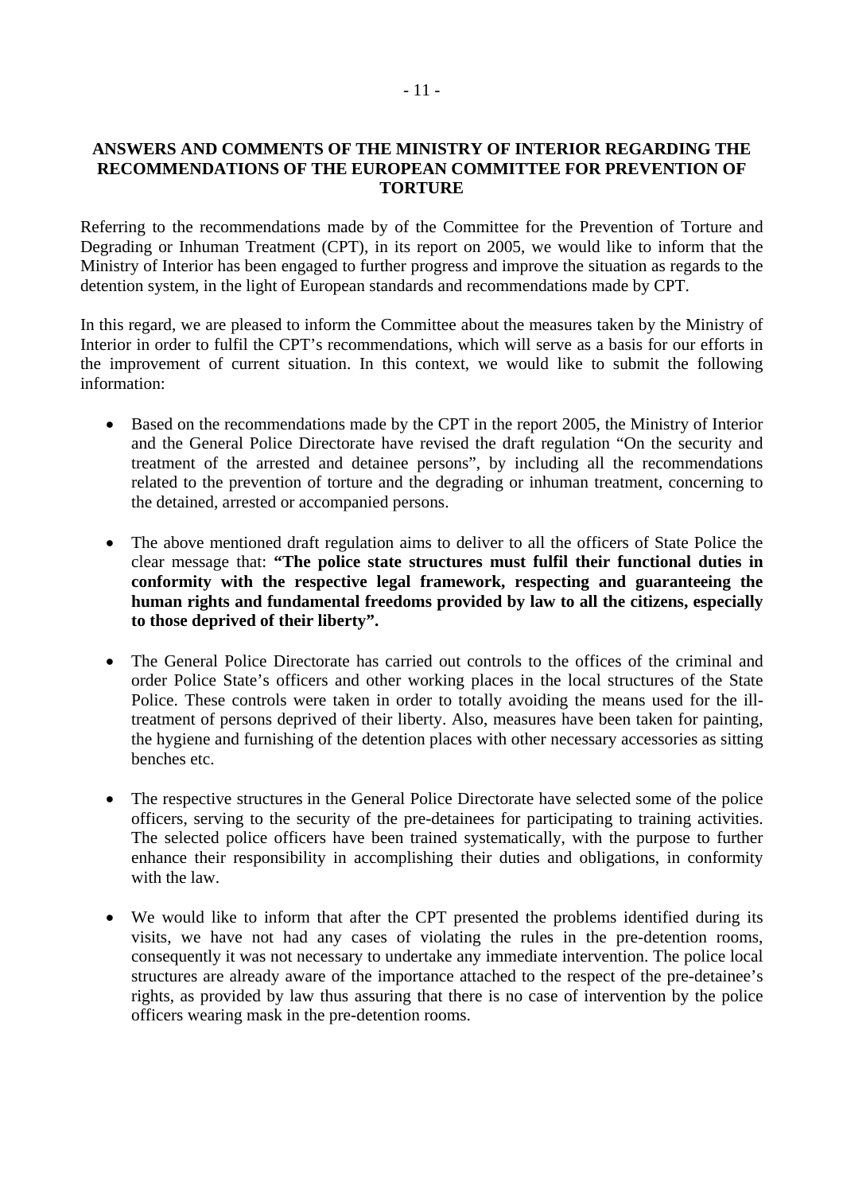## ANSWERS AND COMMENTS OF THE MINISTRY OF INTERIOR REGARDING THE RECOMMENDATIONS OF THE EUROPEAN COMMITTEE FOR PREVENTION OF TORTURE

Referring to the recommendations made by of the Committee for the Prevention of Torture and Degrading or Inhuman Treatment (CPT), in its report on 2005, we would like to inform that the Ministry of Interior has been engaged to further progress and improve the situation as regards to the detention system, in the light of European standards and recommendations made by CPT.

In this regard, we are pleased to inform the Committee about the measures taken by the Ministry of Interior in order to fulfil the CPT's recommendations, which will serve as a basis for our efforts in the improvement of current situation. In this context, we would like to submit the following information:

- Based on the recommendations made by the CPT in the report 2005, the Ministry of Interior and the General Police Directorate have revised the draft regulation "On the security and treatment of the arrested and detainee persons", by including all the recommendations related to the prevention of torture and the degrading or inhuman treatment, concerning to the detained, arrested or accompanied persons.

- The above mentioned draft regulation aims to deliver to all the officers of State Police the clear message that: **"The police state structures must fulfil their functional duties in conformity with the respective legal framework, respecting and guaranteeing the human rights and fundamental freedoms provided by law to all the citizens, especially to those deprived of their liberty".**

- The General Police Directorate has carried out controls to the offices of the criminal and order Police State's officers and other working places in the local structures of the State Police. These controls were taken in order to totally avoiding the means used for the ill-treatment of persons deprived of their liberty. Also, measures have been taken for painting, the hygiene and furnishing of the detention places with other necessary accessories as sitting benches etc.

- The respective structures in the General Police Directorate have selected some of the police officers, serving to the security of the pre-detainees for participating to training activities. The selected police officers have been trained systematically, with the purpose to further enhance their responsibility in accomplishing their duties and obligations, in conformity with the law.

- We would like to inform that after the CPT presented the problems identified during its visits, we have not had any cases of violating the rules in the pre-detention rooms, consequently it was not necessary to undertake any immediate intervention. The police local structures are already aware of the importance attached to the respect of the pre-detainee's rights, as provided by law thus assuring that there is no case of intervention by the police officers wearing mask in the pre-detention rooms.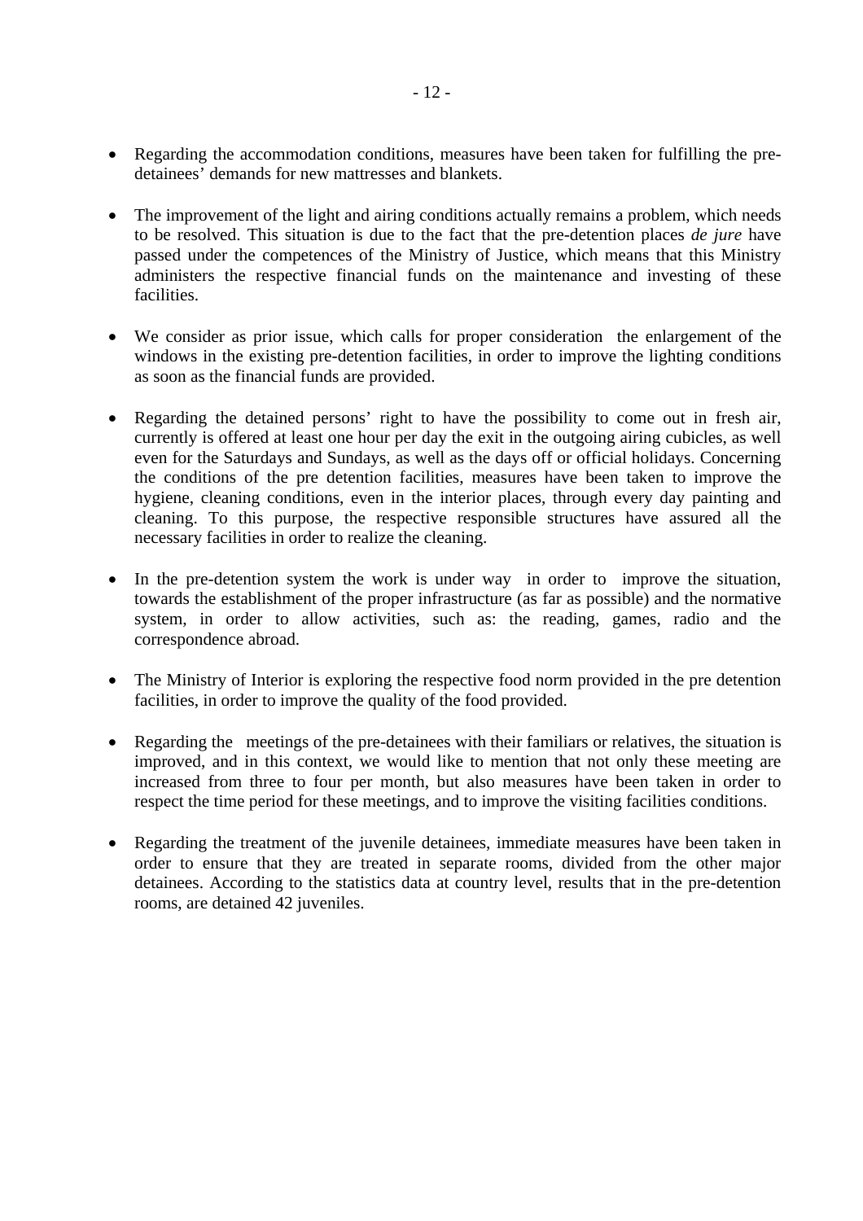- Regarding the accommodation conditions, measures have been taken for fulfilling the pre-detainees' demands for new mattresses and blankets.

- The improvement of the light and airing conditions actually remains a problem, which needs to be resolved. This situation is due to the fact that the pre-detention places *de jure* have passed under the competences of the Ministry of Justice, which means that this Ministry administers the respective financial funds on the maintenance and investing of these facilities.

- We consider as prior issue, which calls for proper consideration the enlargement of the windows in the existing pre-detention facilities, in order to improve the lighting conditions as soon as the financial funds are provided.

- Regarding the detained persons' right to have the possibility to come out in fresh air, currently is offered at least one hour per day the exit in the outgoing airing cubicles, as well even for the Saturdays and Sundays, as well as the days off or official holidays. Concerning the conditions of the pre detention facilities, measures have been taken to improve the hygiene, cleaning conditions, even in the interior places, through every day painting and cleaning. To this purpose, the respective responsible structures have assured all the necessary facilities in order to realize the cleaning.

- In the pre-detention system the work is under way in order to improve the situation, towards the establishment of the proper infrastructure (as far as possible) and the normative system, in order to allow activities, such as: the reading, games, radio and the correspondence abroad.

- The Ministry of Interior is exploring the respective food norm provided in the pre detention facilities, in order to improve the quality of the food provided.

- Regarding the meetings of the pre-detainees with their familiars or relatives, the situation is improved, and in this context, we would like to mention that not only these meeting are increased from three to four per month, but also measures have been taken in order to respect the time period for these meetings, and to improve the visiting facilities conditions.

- Regarding the treatment of the juvenile detainees, immediate measures have been taken in order to ensure that they are treated in separate rooms, divided from the other major detainees. According to the statistics data at country level, results that in the pre-detention rooms, are detained 42 juveniles.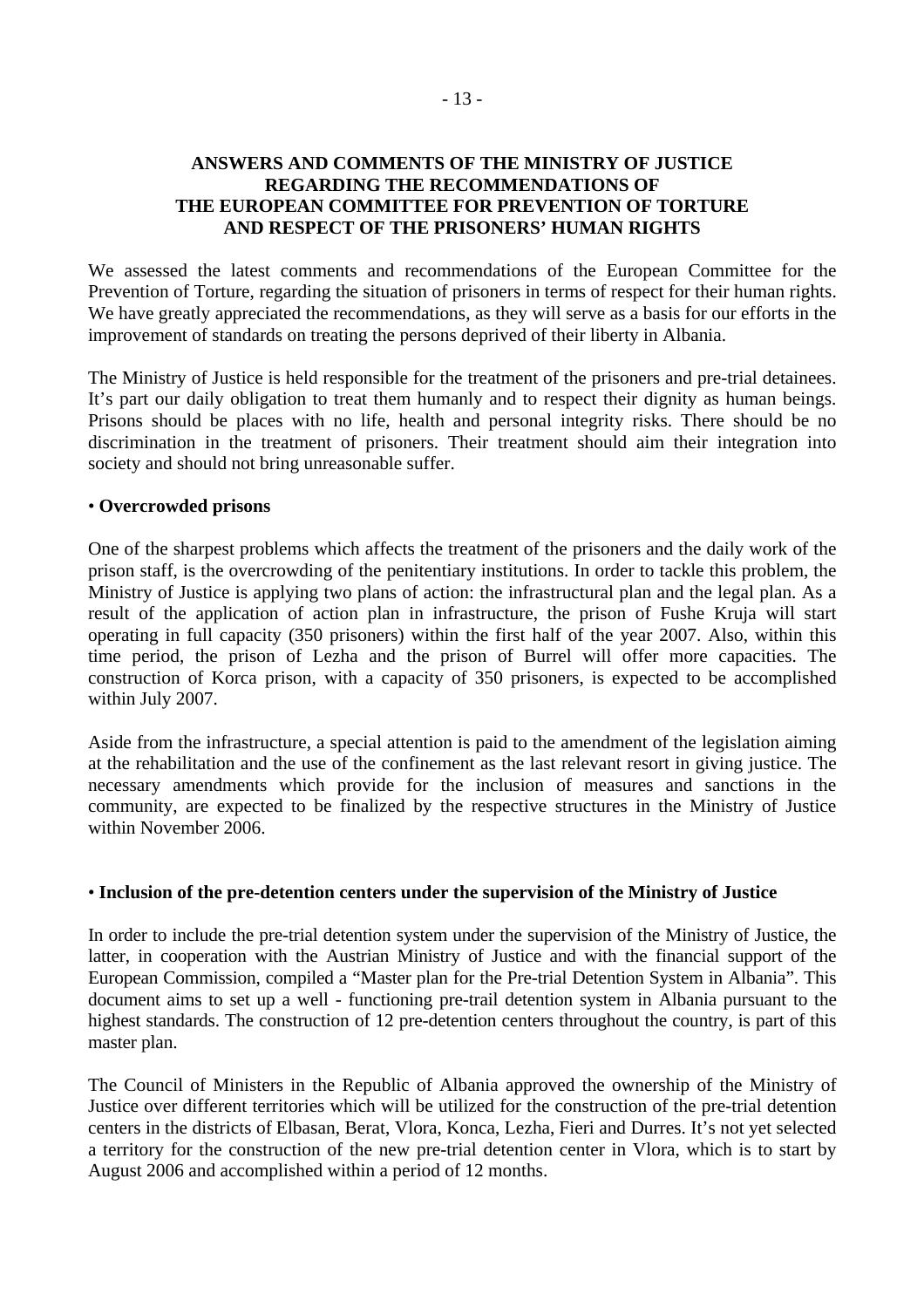**ANSWERS AND COMMENTS OF THE MINISTRY OF JUSTICE REGARDING THE RECOMMENDATIONS OF THE EUROPEAN COMMITTEE FOR PREVENTION OF TORTURE AND RESPECT OF THE PRISONERS' HUMAN RIGHTS**

We assessed the latest comments and recommendations of the European Committee for the Prevention of Torture, regarding the situation of prisoners in terms of respect for their human rights. We have greatly appreciated the recommendations, as they will serve as a basis for our efforts in the improvement of standards on treating the persons deprived of their liberty in Albania.

The Ministry of Justice is held responsible for the treatment of the prisoners and pre-trial detainees. It's part our daily obligation to treat them humanly and to respect their dignity as human beings. Prisons should be places with no life, health and personal integrity risks. There should be no discrimination in the treatment of prisoners. Their treatment should aim their integration into society and should not bring unreasonable suffer.

• **Overcrowded prisons**

One of the sharpest problems which affects the treatment of the prisoners and the daily work of the prison staff, is the overcrowding of the penitentiary institutions. In order to tackle this problem, the Ministry of Justice is applying two plans of action: the infrastructural plan and the legal plan. As a result of the application of action plan in infrastructure, the prison of Fushe Kruja will start operating in full capacity (350 prisoners) within the first half of the year 2007. Also, within this time period, the prison of Lezha and the prison of Burrel will offer more capacities. The construction of Korca prison, with a capacity of 350 prisoners, is expected to be accomplished within July 2007.

Aside from the infrastructure, a special attention is paid to the amendment of the legislation aiming at the rehabilitation and the use of the confinement as the last relevant resort in giving justice. The necessary amendments which provide for the inclusion of measures and sanctions in the community, are expected to be finalized by the respective structures in the Ministry of Justice within November 2006.

• **Inclusion of the pre-detention centers under the supervision of the Ministry of Justice**

In order to include the pre-trial detention system under the supervision of the Ministry of Justice, the latter, in cooperation with the Austrian Ministry of Justice and with the financial support of the European Commission, compiled a "Master plan for the Pre-trial Detention System in Albania". This document aims to set up a well - functioning pre-trail detention system in Albania pursuant to the highest standards. The construction of 12 pre-detention centers throughout the country, is part of this master plan.

The Council of Ministers in the Republic of Albania approved the ownership of the Ministry of Justice over different territories which will be utilized for the construction of the pre-trial detention centers in the districts of Elbasan, Berat, Vlora, Konca, Lezha, Fieri and Durres. It's not yet selected a territory for the construction of the new pre-trial detention center in Vlora, which is to start by August 2006 and accomplished within a period of 12 months.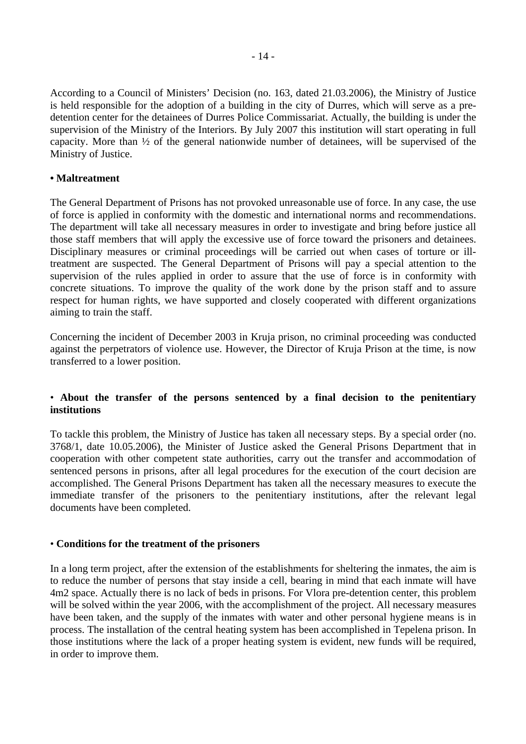According to a Council of Ministers' Decision (no. 163, dated 21.03.2006), the Ministry of Justice is held responsible for the adoption of a building in the city of Durres, which will serve as a pre-detention center for the detainees of Durres Police Commissariat. Actually, the building is under the supervision of the Ministry of the Interiors. By July 2007 this institution will start operating in full capacity. More than ½ of the general nationwide number of detainees, will be supervised of the Ministry of Justice.

**• Maltreatment**

The General Department of Prisons has not provoked unreasonable use of force. In any case, the use of force is applied in conformity with the domestic and international norms and recommendations. The department will take all necessary measures in order to investigate and bring before justice all those staff members that will apply the excessive use of force toward the prisoners and detainees. Disciplinary measures or criminal proceedings will be carried out when cases of torture or ill-treatment are suspected. The General Department of Prisons will pay a special attention to the supervision of the rules applied in order to assure that the use of force is in conformity with concrete situations. To improve the quality of the work done by the prison staff and to assure respect for human rights, we have supported and closely cooperated with different organizations aiming to train the staff.

Concerning the incident of December 2003 in Kruja prison, no criminal proceeding was conducted against the perpetrators of violence use. However, the Director of Kruja Prison at the time, is now transferred to a lower position.

• **About the transfer of the persons sentenced by a final decision to the penitentiary institutions**

To tackle this problem, the Ministry of Justice has taken all necessary steps. By a special order (no. 3768/1, date 10.05.2006), the Minister of Justice asked the General Prisons Department that in cooperation with other competent state authorities, carry out the transfer and accommodation of sentenced persons in prisons, after all legal procedures for the execution of the court decision are accomplished. The General Prisons Department has taken all the necessary measures to execute the immediate transfer of the prisoners to the penitentiary institutions, after the relevant legal documents have been completed.

• **Conditions for the treatment of the prisoners**

In a long term project, after the extension of the establishments for sheltering the inmates, the aim is to reduce the number of persons that stay inside a cell, bearing in mind that each inmate will have 4m2 space. Actually there is no lack of beds in prisons. For Vlora pre-detention center, this problem will be solved within the year 2006, with the accomplishment of the project. All necessary measures have been taken, and the supply of the inmates with water and other personal hygiene means is in process. The installation of the central heating system has been accomplished in Tepelena prison. In those institutions where the lack of a proper heating system is evident, new funds will be required, in order to improve them.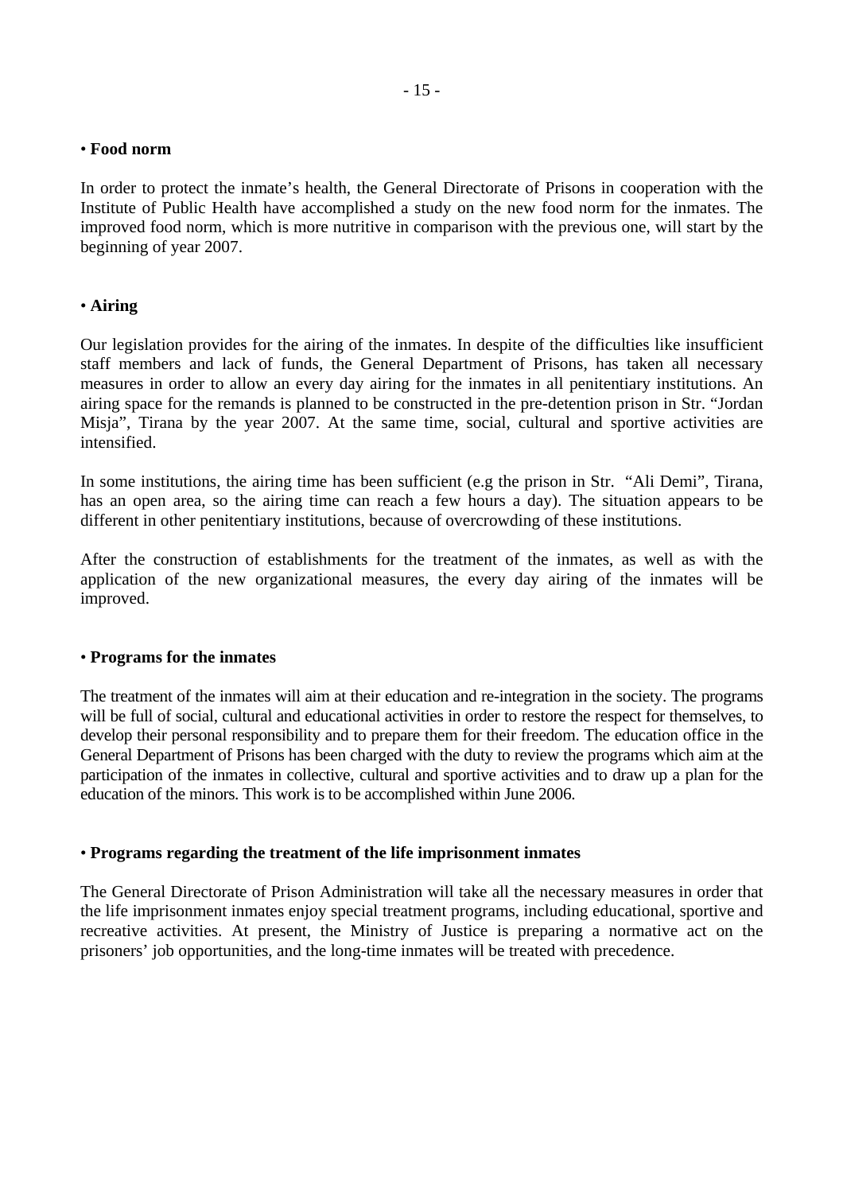• **Food norm**

In order to protect the inmate's health, the General Directorate of Prisons in cooperation with the Institute of Public Health have accomplished a study on the new food norm for the inmates. The improved food norm, which is more nutritive in comparison with the previous one, will start by the beginning of year 2007.

• **Airing**

Our legislation provides for the airing of the inmates. In despite of the difficulties like insufficient staff members and lack of funds, the General Department of Prisons, has taken all necessary measures in order to allow an every day airing for the inmates in all penitentiary institutions. An airing space for the remands is planned to be constructed in the pre-detention prison in Str. "Jordan Misja", Tirana by the year 2007. At the same time, social, cultural and sportive activities are intensified.

In some institutions, the airing time has been sufficient (e.g the prison in Str. "Ali Demi", Tirana, has an open area, so the airing time can reach a few hours a day). The situation appears to be different in other penitentiary institutions, because of overcrowding of these institutions.

After the construction of establishments for the treatment of the inmates, as well as with the application of the new organizational measures, the every day airing of the inmates will be improved.

• **Programs for the inmates**

The treatment of the inmates will aim at their education and re-integration in the society. The programs will be full of social, cultural and educational activities in order to restore the respect for themselves, to develop their personal responsibility and to prepare them for their freedom. The education office in the General Department of Prisons has been charged with the duty to review the programs which aim at the participation of the inmates in collective, cultural and sportive activities and to draw up a plan for the education of the minors. This work is to be accomplished within June 2006.

• **Programs regarding the treatment of the life imprisonment inmates**

The General Directorate of Prison Administration will take all the necessary measures in order that the life imprisonment inmates enjoy special treatment programs, including educational, sportive and recreative activities. At present, the Ministry of Justice is preparing a normative act on the prisoners' job opportunities, and the long-time inmates will be treated with precedence.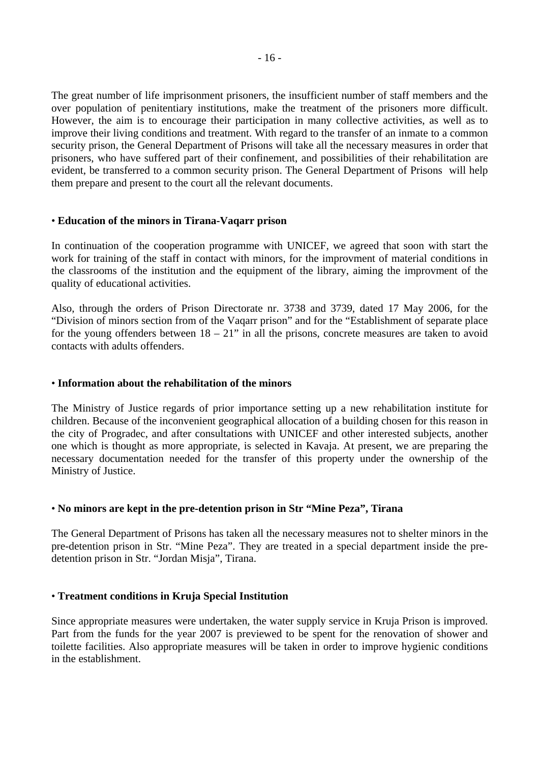The great number of life imprisonment prisoners, the insufficient number of staff members and the over population of penitentiary institutions, make the treatment of the prisoners more difficult. However, the aim is to encourage their participation in many collective activities, as well as to improve their living conditions and treatment. With regard to the transfer of an inmate to a common security prison, the General Department of Prisons will take all the necessary measures in order that prisoners, who have suffered part of their confinement, and possibilities of their rehabilitation are evident, be transferred to a common security prison. The General Department of Prisons will help them prepare and present to the court all the relevant documents.

• **Education of the minors in Tirana-Vaqarr prison**

In continuation of the cooperation programme with UNICEF, we agreed that soon with start the work for training of the staff in contact with minors, for the improvment of material conditions in the classrooms of the institution and the equipment of the library, aiming the improvment of the quality of educational activities.

Also, through the orders of Prison Directorate nr. 3738 and 3739, dated 17 May 2006, for the "Division of minors section from of the Vaqarr prison" and for the "Establishment of separate place for the young offenders between 18 – 21" in all the prisons, concrete measures are taken to avoid contacts with adults offenders.

• **Information about the rehabilitation of the minors**

The Ministry of Justice regards of prior importance setting up a new rehabilitation institute for children. Because of the inconvenient geographical allocation of a building chosen for this reason in the city of Pogradec, and after consultations with UNICEF and other interested subjects, another one which is thought as more appropriate, is selected in Kavaja. At present, we are preparing the necessary documentation needed for the transfer of this property under the ownership of the Ministry of Justice.

• **No minors are kept in the pre-detention prison in Str "Mine Peza", Tirana**

The General Department of Prisons has taken all the necessary measures not to shelter minors in the pre-detention prison in Str. "Mine Peza". They are treated in a special department inside the pre-detention prison in Str. "Jordan Misja", Tirana.

• **Treatment conditions in Kruja Special Institution**

Since appropriate measures were undertaken, the water supply service in Kruja Prison is improved. Part from the funds for the year 2007 is previewed to be spent for the renovation of shower and toilette facilities. Also appropriate measures will be taken in order to improve hygienic conditions in the establishment.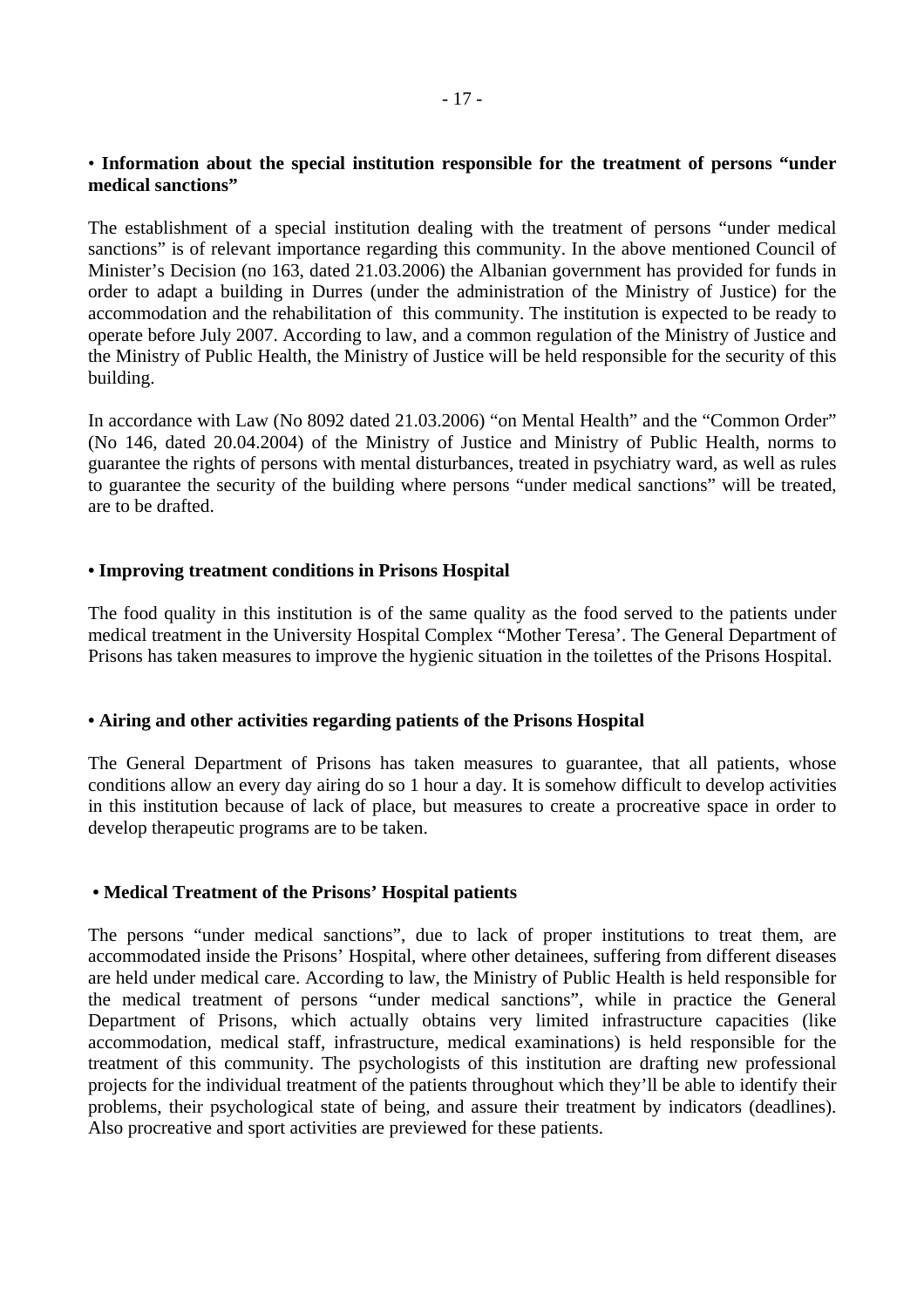**• Information about the special institution responsible for the treatment of persons "under medical sanctions"**

The establishment of a special institution dealing with the treatment of persons "under medical sanctions" is of relevant importance regarding this community. In the above mentioned Council of Minister's Decision (no 163, dated 21.03.2006) the Albanian government has provided for funds in order to adapt a building in Durres (under the administration of the Ministry of Justice) for the accommodation and the rehabilitation of this community. The institution is expected to be ready to operate before July 2007. According to law, and a common regulation of the Ministry of Justice and the Ministry of Public Health, the Ministry of Justice will be held responsible for the security of this building.

In accordance with Law (No 8092 dated 21.03.2006) "on Mental Health" and the "Common Order" (No 146, dated 20.04.2004) of the Ministry of Justice and Ministry of Public Health, norms to guarantee the rights of persons with mental disturbances, treated in psychiatry ward, as well as rules to guarantee the security of the building where persons "under medical sanctions" will be treated, are to be drafted.

**• Improving treatment conditions in Prisons Hospital**

The food quality in this institution is of the same quality as the food served to the patients under medical treatment in the University Hospital Complex "Mother Teresa'. The General Department of Prisons has taken measures to improve the hygienic situation in the toilettes of the Prisons Hospital.

**• Airing and other activities regarding patients of the Prisons Hospital**

The General Department of Prisons has taken measures to guarantee, that all patients, whose conditions allow an every day airing do so 1 hour a day. It is somehow difficult to develop activities in this institution because of lack of place, but measures to create a procreative space in order to develop therapeutic programs are to be taken.

**• Medical Treatment of the Prisons' Hospital patients**

The persons "under medical sanctions", due to lack of proper institutions to treat them, are accommodated inside the Prisons' Hospital, where other detainees, suffering from different diseases are held under medical care. According to law, the Ministry of Public Health is held responsible for the medical treatment of persons "under medical sanctions", while in practice the General Department of Prisons, which actually obtains very limited infrastructure capacities (like accommodation, medical staff, infrastructure, medical examinations) is held responsible for the treatment of this community. The psychologists of this institution are drafting new professional projects for the individual treatment of the patients throughout which they'll be able to identify their problems, their psychological state of being, and assure their treatment by indicators (deadlines). Also procreative and sport activities are previewed for these patients.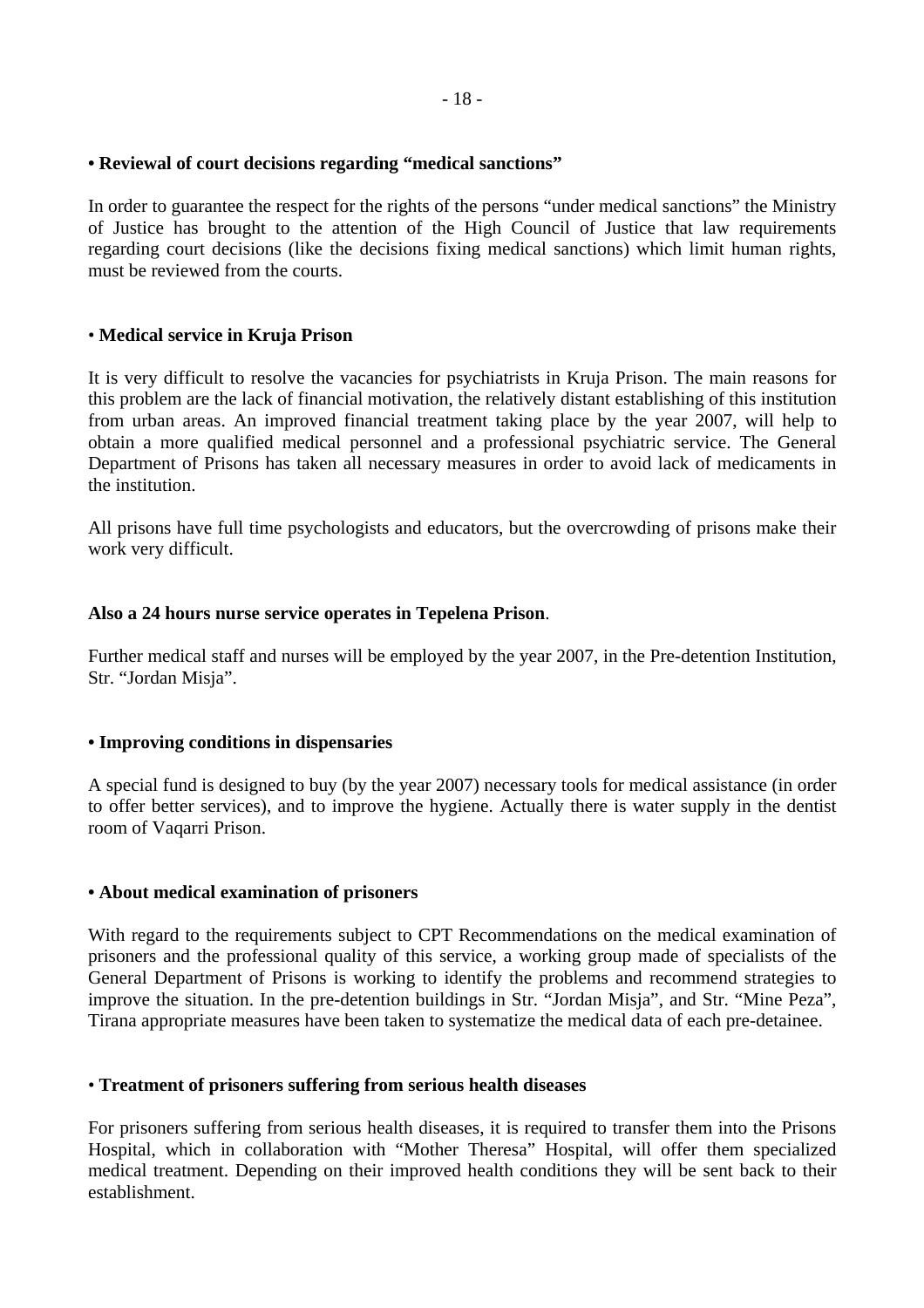**• Reviewal of court decisions regarding “medical sanctions”**

In order to guarantee the respect for the rights of the persons “under medical sanctions” the Ministry of Justice has brought to the attention of the High Council of Justice that law requirements regarding court decisions (like the decisions fixing medical sanctions) which limit human rights, must be reviewed from the courts.

• **Medical service in Kruja Prison**

It is very difficult to resolve the vacancies for psychiatrists in Kruja Prison. The main reasons for this problem are the lack of financial motivation, the relatively distant establishing of this institution from urban areas. An improved financial treatment taking place by the year 2007, will help to obtain a more qualified medical personnel and a professional psychiatric service. The General Department of Prisons has taken all necessary measures in order to avoid lack of medicaments in the institution.

All prisons have full time psychologists and educators, but the overcrowding of prisons make their work very difficult.

**Also a 24 hours nurse service operates in Tepelena Prison**.

Further medical staff and nurses will be employed by the year 2007, in the Pre-detention Institution, Str. “Jordan Misja”.

**• Improving conditions in dispensaries**

A special fund is designed to buy (by the year 2007) necessary tools for medical assistance (in order to offer better services), and to improve the hygiene. Actually there is water supply in the dentist room of Vaqarri Prison.

**• About medical examination of prisoners**

With regard to the requirements subject to CPT Recommendations on the medical examination of prisoners and the professional quality of this service, a working group made of specialists of the General Department of Prisons is working to identify the problems and recommend strategies to improve the situation. In the pre-detention buildings in Str. “Jordan Misja”, and Str. “Mine Peza”, Tirana appropriate measures have been taken to systematize the medical data of each pre-detainee.

• **Treatment of prisoners suffering from serious health diseases**

For prisoners suffering from serious health diseases, it is required to transfer them into the Prisons Hospital, which in collaboration with “Mother Theresa” Hospital, will offer them specialized medical treatment. Depending on their improved health conditions they will be sent back to their establishment.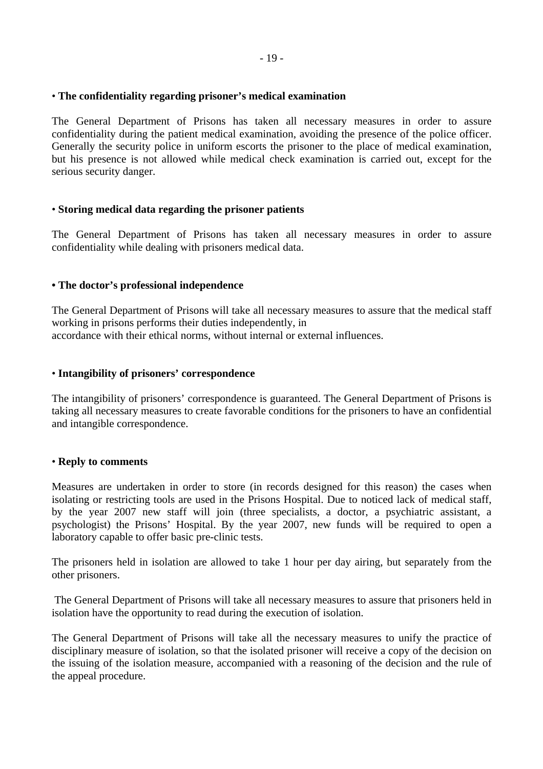• **The confidentiality regarding prisoner's medical examination**

The General Department of Prisons has taken all necessary measures in order to assure confidentiality during the patient medical examination, avoiding the presence of the police officer. Generally the security police in uniform escorts the prisoner to the place of medical examination, but his presence is not allowed while medical check examination is carried out, except for the serious security danger.

• **Storing medical data regarding the prisoner patients**

The General Department of Prisons has taken all necessary measures in order to assure confidentiality while dealing with prisoners medical data.

**• The doctor's professional independence**

The General Department of Prisons will take all necessary measures to assure that the medical staff working in prisons performs their duties independently, in accordance with their ethical norms, without internal or external influences.

• **Intangibility of prisoners' correspondence**

The intangibility of prisoners' correspondence is guaranteed. The General Department of Prisons is taking all necessary measures to create favorable conditions for the prisoners to have an confidential and intangible correspondence.

• **Reply to comments**

Measures are undertaken in order to store (in records designed for this reason) the cases when isolating or restricting tools are used in the Prisons Hospital. Due to noticed lack of medical staff, by the year 2007 new staff will join (three specialists, a doctor, a psychiatric assistant, a psychologist) the Prisons' Hospital. By the year 2007, new funds will be required to open a laboratory capable to offer basic pre-clinic tests.

The prisoners held in isolation are allowed to take 1 hour per day airing, but separately from the other prisoners.

The General Department of Prisons will take all necessary measures to assure that prisoners held in isolation have the opportunity to read during the execution of isolation.

The General Department of Prisons will take all the necessary measures to unify the practice of disciplinary measure of isolation, so that the isolated prisoner will receive a copy of the decision on the issuing of the isolation measure, accompanied with a reasoning of the decision and the rule of the appeal procedure.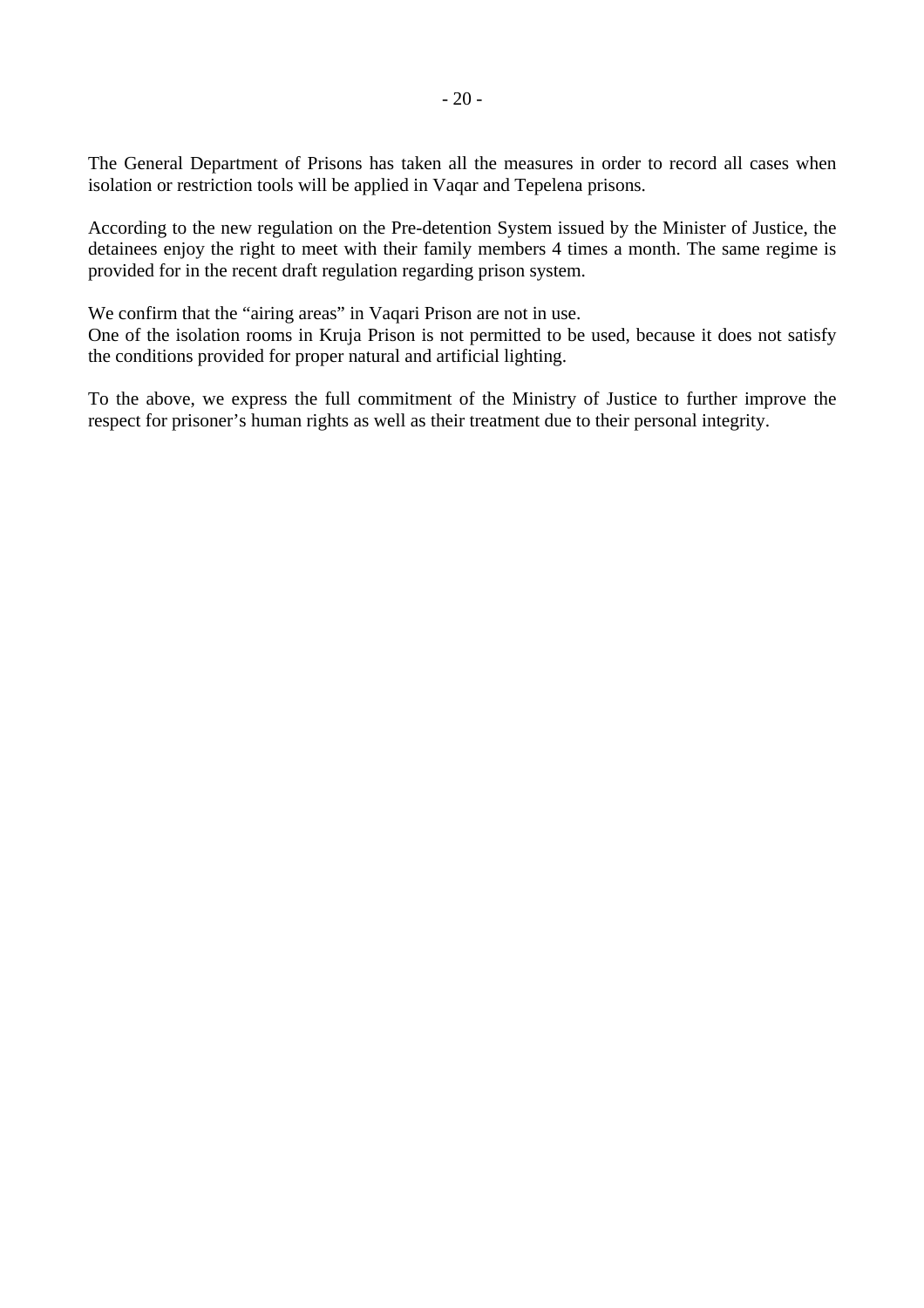The General Department of Prisons has taken all the measures in order to record all cases when isolation or restriction tools will be applied in Vaqar and Tepelena prisons.

According to the new regulation on the Pre-detention System issued by the Minister of Justice, the detainees enjoy the right to meet with their family members 4 times a month. The same regime is provided for in the recent draft regulation regarding prison system.

We confirm that the “airing areas” in Vaqari Prison are not in use.
One of the isolation rooms in Kruja Prison is not permitted to be used, because it does not satisfy the conditions provided for proper natural and artificial lighting.

To the above, we express the full commitment of the Ministry of Justice to further improve the respect for prisoner’s human rights as well as their treatment due to their personal integrity.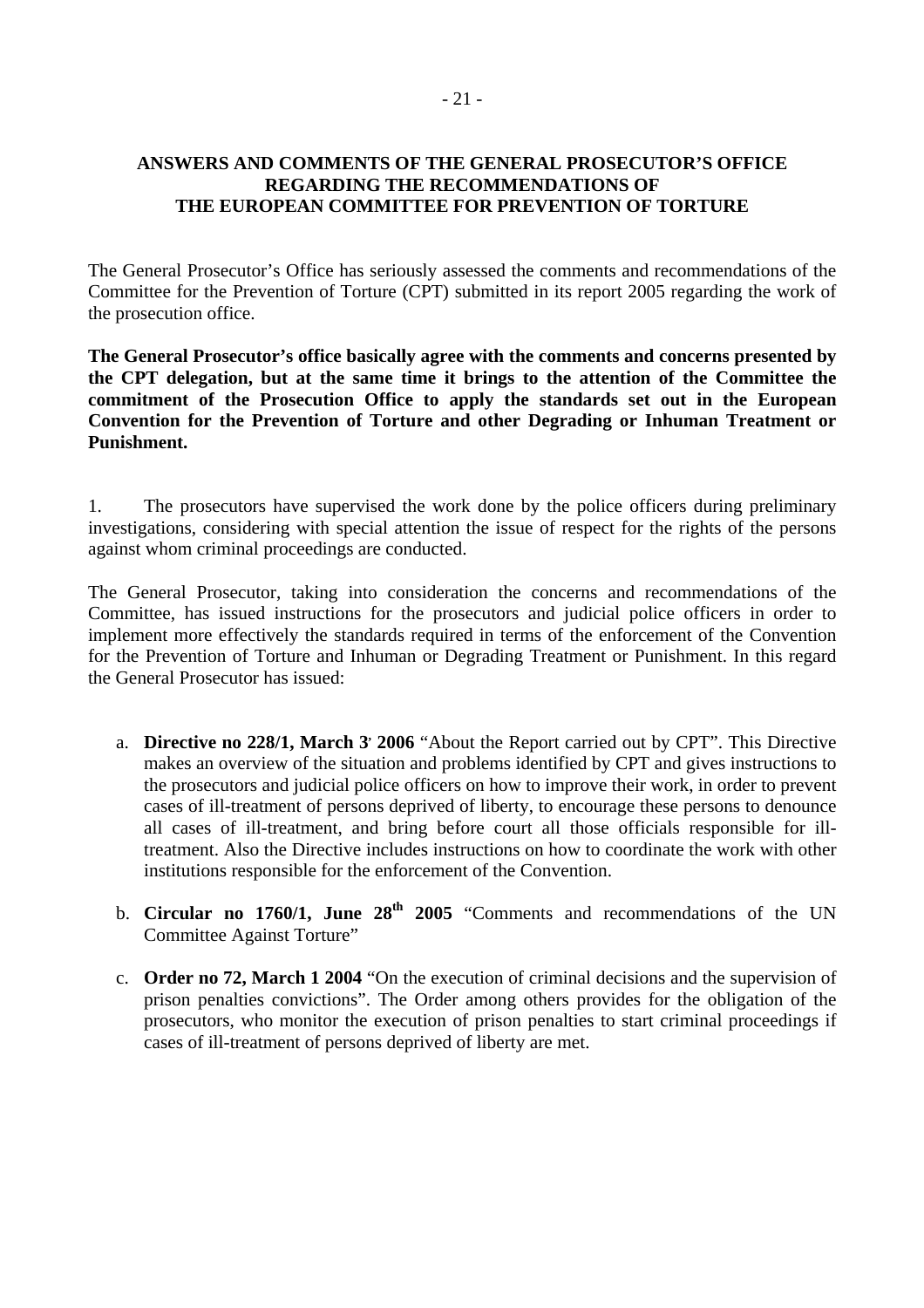## ANSWERS AND COMMENTS OF THE GENERAL PROSECUTOR'S OFFICE REGARDING THE RECOMMENDATIONS OF THE EUROPEAN COMMITTEE FOR PREVENTION OF TORTURE

The General Prosecutor's Office has seriously assessed the comments and recommendations of the Committee for the Prevention of Torture (CPT) submitted in its report 2005 regarding the work of the prosecution office.

**The General Prosecutor's office basically agree with the comments and concerns presented by the CPT delegation, but at the same time it brings to the attention of the Committee the commitment of the Prosecution Office to apply the standards set out in the European Convention for the Prevention of Torture and other Degrading or Inhuman Treatment or Punishment.**

1. The prosecutors have supervised the work done by the police officers during preliminary investigations, considering with special attention the issue of respect for the rights of the persons against whom criminal proceedings are conducted.

The General Prosecutor, taking into consideration the concerns and recommendations of the Committee, has issued instructions for the prosecutors and judicial police officers in order to implement more effectively the standards required in terms of the enforcement of the Convention for the Prevention of Torture and Inhuman or Degrading Treatment or Punishment. In this regard the General Prosecutor has issued:

a. **Directive no 228/1, March 3' 2006** "About the Report carried out by CPT". This Directive makes an overview of the situation and problems identified by CPT and gives instructions to the prosecutors and judicial police officers on how to improve their work, in order to prevent cases of ill-treatment of persons deprived of liberty, to encourage these persons to denounce all cases of ill-treatment, and bring before court all those officials responsible for ill-treatment. Also the Directive includes instructions on how to coordinate the work with other institutions responsible for the enforcement of the Convention.

b. **Circular no 1760/1, June 28th 2005** "Comments and recommendations of the UN Committee Against Torture"

c. **Order no 72, March 1 2004** "On the execution of criminal decisions and the supervision of prison penalties convictions". The Order among others provides for the obligation of the prosecutors, who monitor the execution of prison penalties to start criminal proceedings if cases of ill-treatment of persons deprived of liberty are met.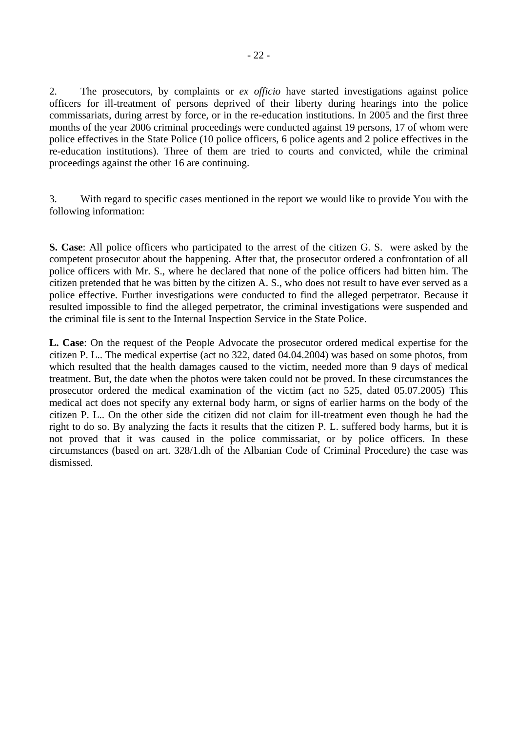2. The prosecutors, by complaints or *ex officio* have started investigations against police officers for ill-treatment of persons deprived of their liberty during hearings into the police commissariats, during arrest by force, or in the re-education institutions. In 2005 and the first three months of the year 2006 criminal proceedings were conducted against 19 persons, 17 of whom were police effectives in the State Police (10 police officers, 6 police agents and 2 police effectives in the re-education institutions). Three of them are tried to courts and convicted, while the criminal proceedings against the other 16 are continuing.

3. With regard to specific cases mentioned in the report we would like to provide You with the following information:

**S. Case**: All police officers who participated to the arrest of the citizen G. S. were asked by the competent prosecutor about the happening. After that, the prosecutor ordered a confrontation of all police officers with Mr. S., where he declared that none of the police officers had bitten him. The citizen pretended that he was bitten by the citizen A. S., who does not result to have ever served as a police effective. Further investigations were conducted to find the alleged perpetrator. Because it resulted impossible to find the alleged perpetrator, the criminal investigations were suspended and the criminal file is sent to the Internal Inspection Service in the State Police.

**L. Case**: On the request of the People Advocate the prosecutor ordered medical expertise for the citizen P. L.. The medical expertise (act no 322, dated 04.04.2004) was based on some photos, from which resulted that the health damages caused to the victim, needed more than 9 days of medical treatment. But, the date when the photos were taken could not be proved. In these circumstances the prosecutor ordered the medical examination of the victim (act no 525, dated 05.07.2005) This medical act does not specify any external body harm, or signs of earlier harms on the body of the citizen P. L.. On the other side the citizen did not claim for ill-treatment even though he had the right to do so. By analyzing the facts it results that the citizen P. L. suffered body harms, but it is not proved that it was caused in the police commissariat, or by police officers. In these circumstances (based on art. 328/1.dh of the Albanian Code of Criminal Procedure) the case was dismissed.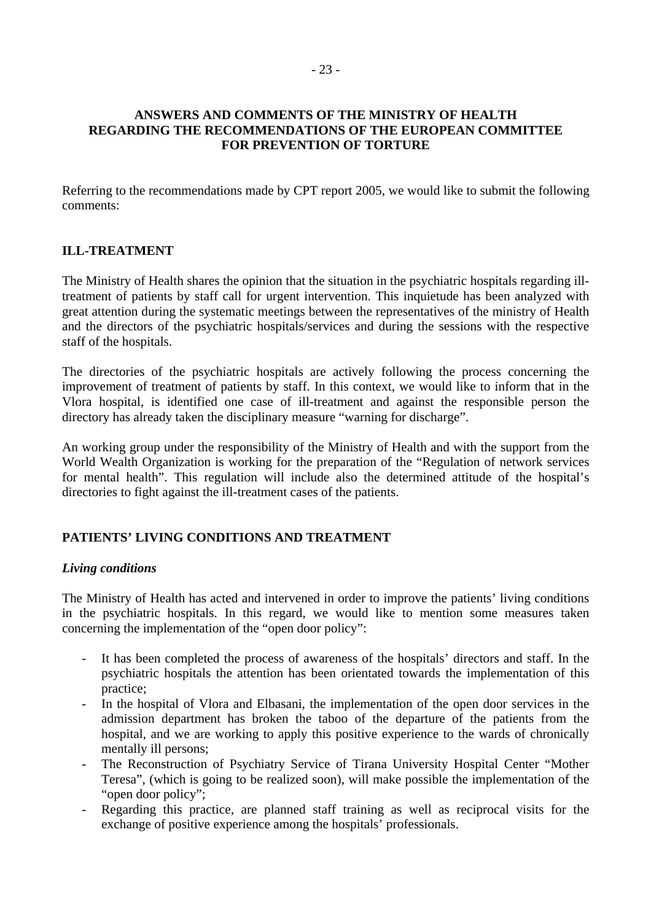## ANSWERS AND COMMENTS OF THE MINISTRY OF HEALTH REGARDING THE RECOMMENDATIONS OF THE EUROPEAN COMMITTEE FOR PREVENTION OF TORTURE

Referring to the recommendations made by CPT report 2005, we would like to submit the following comments:

### ILL-TREATMENT

The Ministry of Health shares the opinion that the situation in the psychiatric hospitals regarding ill-treatment of patients by staff call for urgent intervention. This inquietude has been analyzed with great attention during the systematic meetings between the representatives of the ministry of Health and the directors of the psychiatric hospitals/services and during the sessions with the respective staff of the hospitals.

The directories of the psychiatric hospitals are actively following the process concerning the improvement of treatment of patients by staff. In this context, we would like to inform that in the Vlora hospital, is identified one case of ill-treatment and against the responsible person the directory has already taken the disciplinary measure "warning for discharge".

An working group under the responsibility of the Ministry of Health and with the support from the World Wealth Organization is working for the preparation of the "Regulation of network services for mental health". This regulation will include also the determined attitude of the hospital's directories to fight against the ill-treatment cases of the patients.

### PATIENTS' LIVING CONDITIONS AND TREATMENT

#### *Living conditions*

The Ministry of Health has acted and intervened in order to improve the patients' living conditions in the psychiatric hospitals. In this regard, we would like to mention some measures taken concerning the implementation of the "open door policy":

- It has been completed the process of awareness of the hospitals' directors and staff. In the psychiatric hospitals the attention has been orientated towards the implementation of this practice;
- In the hospital of Vlora and Elbasani, the implementation of the open door services in the admission department has broken the taboo of the departure of the patients from the hospital, and we are working to apply this positive experience to the wards of chronically mentally ill persons;
- The Reconstruction of Psychiatry Service of Tirana University Hospital Center "Mother Teresa", (which is going to be realized soon), will make possible the implementation of the "open door policy";
- Regarding this practice, are planned staff training as well as reciprocal visits for the exchange of positive experience among the hospitals' professionals.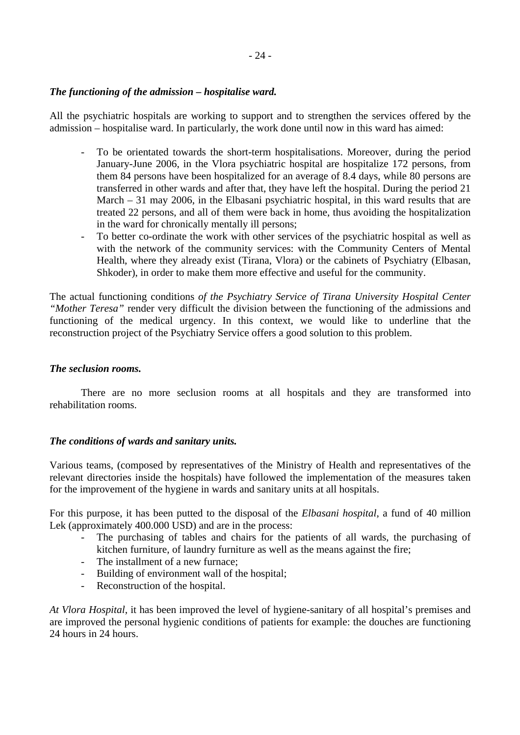*The functioning of the admission – hospitalise ward.*

All the psychiatric hospitals are working to support and to strengthen the services offered by the admission – hospitalise ward. In particularly, the work done until now in this ward has aimed:

- To be orientated towards the short-term hospitalisations. Moreover, during the period January-June 2006, in the Vlora psychiatric hospital are hospitalize 172 persons, from them 84 persons have been hospitalized for an average of 8.4 days, while 80 persons are transferred in other wards and after that, they have left the hospital. During the period 21 March – 31 may 2006, in the Elbasani psychiatric hospital, in this ward results that are treated 22 persons, and all of them were back in home, thus avoiding the hospitalization in the ward for chronically mentally ill persons;
- To better co-ordinate the work with other services of the psychiatric hospital as well as with the network of the community services: with the Community Centers of Mental Health, where they already exist (Tirana, Vlora) or the cabinets of Psychiatry (Elbasan, Shkoder), in order to make them more effective and useful for the community.

The actual functioning conditions *of the Psychiatry Service of Tirana University Hospital Center "Mother Teresa"* render very difficult the division between the functioning of the admissions and functioning of the medical urgency. In this context, we would like to underline that the reconstruction project of the Psychiatry Service offers a good solution to this problem.

*The seclusion rooms.*

There are no more seclusion rooms at all hospitals and they are transformed into rehabilitation rooms.

*The conditions of wards and sanitary units.*

Various teams, (composed by representatives of the Ministry of Health and representatives of the relevant directories inside the hospitals) have followed the implementation of the measures taken for the improvement of the hygiene in wards and sanitary units at all hospitals.

For this purpose, it has been putted to the disposal of the *Elbasani hospital*, a fund of 40 million Lek (approximately 400.000 USD) and are in the process:

- The purchasing of tables and chairs for the patients of all wards, the purchasing of kitchen furniture, of laundry furniture as well as the means against the fire;
- The installment of a new furnace;
- Building of environment wall of the hospital;
- Reconstruction of the hospital.

*At Vlora Hospital*, it has been improved the level of hygiene-sanitary of all hospital's premises and are improved the personal hygienic conditions of patients for example: the douches are functioning 24 hours in 24 hours.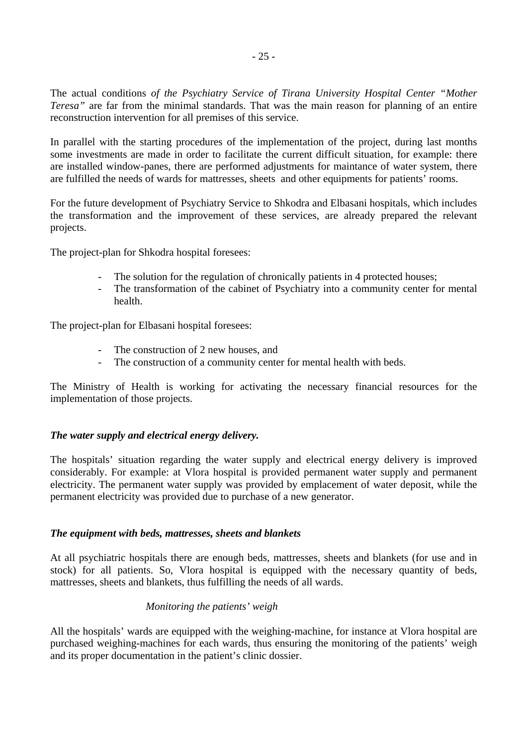The actual conditions *of the Psychiatry Service of Tirana University Hospital Center "Mother Teresa"* are far from the minimal standards. That was the main reason for planning of an entire reconstruction intervention for all premises of this service.

In parallel with the starting procedures of the implementation of the project, during last months some investments are made in order to facilitate the current difficult situation, for example: there are installed window-panes, there are performed adjustments for maintance of water system, there are fulfilled the needs of wards for mattresses, sheets and other equipments for patients' rooms.

For the future development of Psychiatry Service to Shkodra and Elbasani hospitals, which includes the transformation and the improvement of these services, are already prepared the relevant projects.

The project-plan for Shkodra hospital foresees:

- The solution for the regulation of chronically patients in 4 protected houses;
- The transformation of the cabinet of Psychiatry into a community center for mental health.

The project-plan for Elbasani hospital foresees:

- The construction of 2 new houses, and
- The construction of a community center for mental health with beds.

The Ministry of Health is working for activating the necessary financial resources for the implementation of those projects.

***The water supply and electrical energy delivery.***

The hospitals' situation regarding the water supply and electrical energy delivery is improved considerably. For example: at Vlora hospital is provided permanent water supply and permanent electricity. The permanent water supply was provided by emplacement of water deposit, while the permanent electricity was provided due to purchase of a new generator.

***The equipment with beds, mattresses, sheets and blankets***

At all psychiatric hospitals there are enough beds, mattresses, sheets and blankets (for use and in stock) for all patients. So, Vlora hospital is equipped with the necessary quantity of beds, mattresses, sheets and blankets, thus fulfilling the needs of all wards.

*Monitoring the patients' weigh*

All the hospitals' wards are equipped with the weighing-machine, for instance at Vlora hospital are purchased weighing-machines for each wards, thus ensuring the monitoring of the patients' weigh and its proper documentation in the patient's clinic dossier.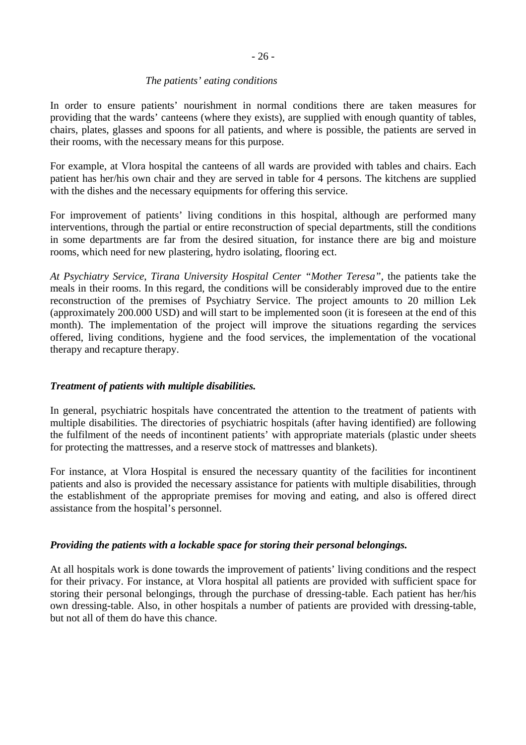*The patients' eating conditions*

In order to ensure patients' nourishment in normal conditions there are taken measures for providing that the wards' canteens (where they exists), are supplied with enough quantity of tables, chairs, plates, glasses and spoons for all patients, and where is possible, the patients are served in their rooms, with the necessary means for this purpose.

For example, at Vlora hospital the canteens of all wards are provided with tables and chairs. Each patient has her/his own chair and they are served in table for 4 persons. The kitchens are supplied with the dishes and the necessary equipments for offering this service.

For improvement of patients' living conditions in this hospital, although are performed many interventions, through the partial or entire reconstruction of special departments, still the conditions in some departments are far from the desired situation, for instance there are big and moisture rooms, which need for new plastering, hydro isolating, flooring ect.

*At Psychiatry Service, Tirana University Hospital Center "Mother Teresa"*, the patients take the meals in their rooms. In this regard, the conditions will be considerably improved due to the entire reconstruction of the premises of Psychiatry Service. The project amounts to 20 million Lek (approximately 200.000 USD) and will start to be implemented soon (it is foreseen at the end of this month). The implementation of the project will improve the situations regarding the services offered, living conditions, hygiene and the food services, the implementation of the vocational therapy and recapture therapy.

***Treatment of patients with multiple disabilities.***

In general, psychiatric hospitals have concentrated the attention to the treatment of patients with multiple disabilities. The directories of psychiatric hospitals (after having identified) are following the fulfilment of the needs of incontinent patients' with appropriate materials (plastic under sheets for protecting the mattresses, and a reserve stock of mattresses and blankets).

For instance, at Vlora Hospital is ensured the necessary quantity of the facilities for incontinent patients and also is provided the necessary assistance for patients with multiple disabilities, through the establishment of the appropriate premises for moving and eating, and also is offered direct assistance from the hospital's personnel.

***Providing the patients with a lockable space for storing their personal belongings.***

At all hospitals work is done towards the improvement of patients' living conditions and the respect for their privacy. For instance, at Vlora hospital all patients are provided with sufficient space for storing their personal belongings, through the purchase of dressing-table. Each patient has her/his own dressing-table. Also, in other hospitals a number of patients are provided with dressing-table, but not all of them do have this chance.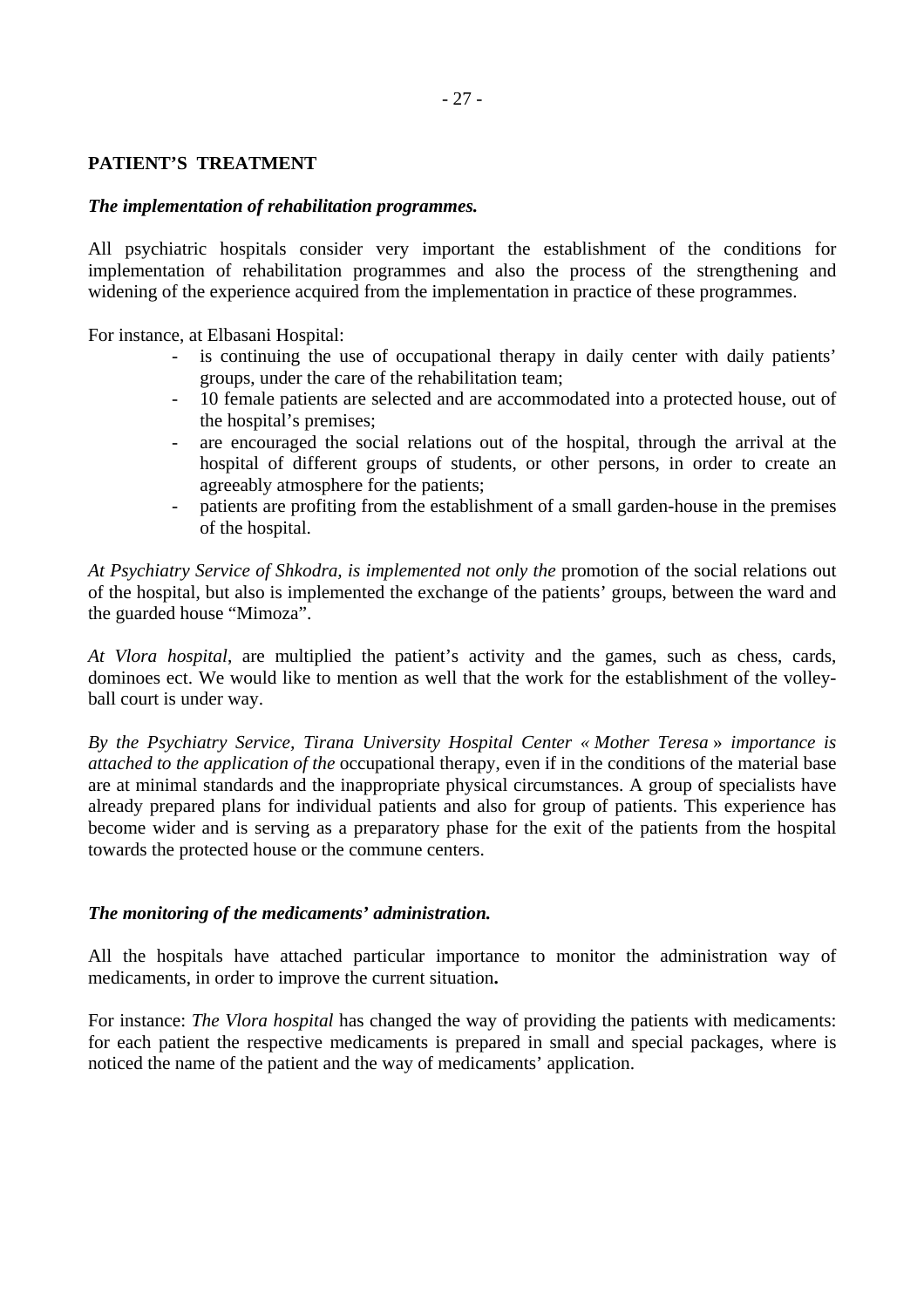**PATIENT'S TREATMENT**

***The implementation of rehabilitation programmes.***

All psychiatric hospitals consider very important the establishment of the conditions for implementation of rehabilitation programmes and also the process of the strengthening and widening of the experience acquired from the implementation in practice of these programmes.

For instance, at Elbasani Hospital:

- is continuing the use of occupational therapy in daily center with daily patients' groups, under the care of the rehabilitation team;
- 10 female patients are selected and are accommodated into a protected house, out of the hospital's premises;
- are encouraged the social relations out of the hospital, through the arrival at the hospital of different groups of students, or other persons, in order to create an agreeably atmosphere for the patients;
- patients are profiting from the establishment of a small garden-house in the premises of the hospital.

*At Psychiatry Service of Shkodra, is implemented not only the* promotion of the social relations out of the hospital, but also is implemented the exchange of the patients' groups, between the ward and the guarded house "Mimoza".

*At Vlora hospital*, are multiplied the patient's activity and the games, such as chess, cards, dominoes ect. We would like to mention as well that the work for the establishment of the volley-ball court is under way.

*By the Psychiatry Service, Tirana University Hospital Center « Mother Teresa » importance is attached to the application of the* occupational therapy, even if in the conditions of the material base are at minimal standards and the inappropriate physical circumstances. A group of specialists have already prepared plans for individual patients and also for group of patients. This experience has become wider and is serving as a preparatory phase for the exit of the patients from the hospital towards the protected house or the commune centers.

***The monitoring of the medicaments' administration.***

All the hospitals have attached particular importance to monitor the administration way of medicaments, in order to improve the current situation**.**

For instance: *The Vlora hospital* has changed the way of providing the patients with medicaments: for each patient the respective medicaments is prepared in small and special packages, where is noticed the name of the patient and the way of medicaments' application.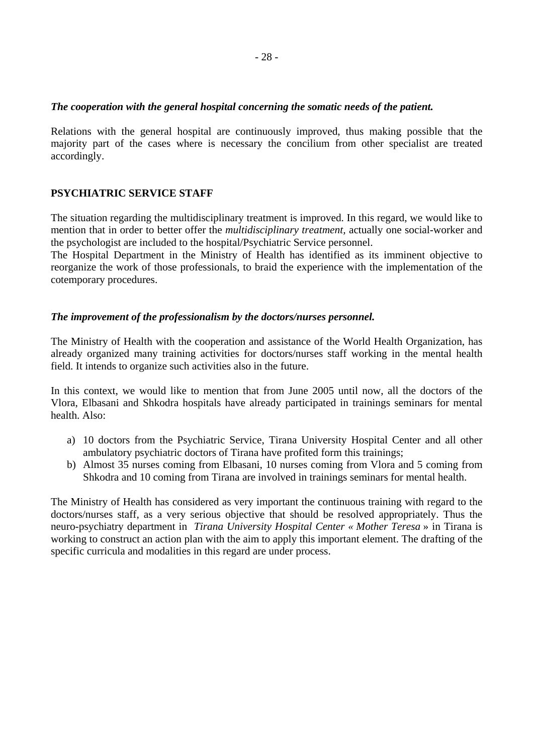***The cooperation with the general hospital concerning the somatic needs of the patient.***

Relations with the general hospital are continuously improved, thus making possible that the majority part of the cases where is necessary the concilium from other specialist are treated accordingly.

**PSYCHIATRIC SERVICE STAFF**

The situation regarding the multidisciplinary treatment is improved. In this regard, we would like to mention that in order to better offer the *multidisciplinary treatment*, actually one social-worker and the psychologist are included to the hospital/Psychiatric Service personnel.
The Hospital Department in the Ministry of Health has identified as its imminent objective to reorganize the work of those professionals, to braid the experience with the implementation of the cotemporary procedures.

***The improvement of the professionalism by the doctors/nurses personnel.***

The Ministry of Health with the cooperation and assistance of the World Health Organization, has already organized many training activities for doctors/nurses staff working in the mental health field. It intends to organize such activities also in the future.

In this context, we would like to mention that from June 2005 until now, all the doctors of the Vlora, Elbasani and Shkodra hospitals have already participated in trainings seminars for mental health. Also:

a) 10 doctors from the Psychiatric Service, Tirana University Hospital Center and all other ambulatory psychiatric doctors of Tirana have profited form this trainings;
b) Almost 35 nurses coming from Elbasani, 10 nurses coming from Vlora and 5 coming from Shkodra and 10 coming from Tirana are involved in trainings seminars for mental health.

The Ministry of Health has considered as very important the continuous training with regard to the doctors/nurses staff, as a very serious objective that should be resolved appropriately. Thus the neuro-psychiatry department in *Tirana University Hospital Center « Mother Teresa* » in Tirana is working to construct an action plan with the aim to apply this important element. The drafting of the specific curricula and modalities in this regard are under process.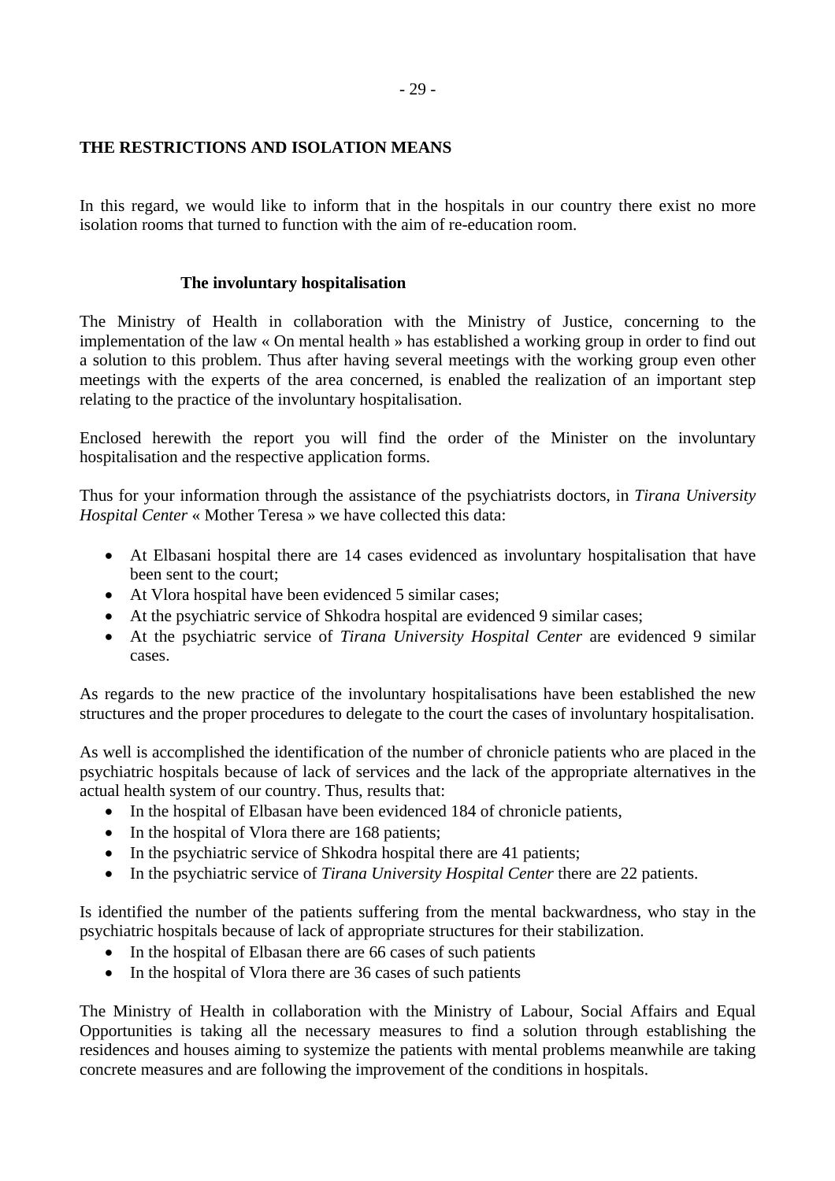**THE RESTRICTIONS AND ISOLATION MEANS**

In this regard, we would like to inform that in the hospitals in our country there exist no more isolation rooms that turned to function with the aim of re-education room.

**The involuntary hospitalisation**

The Ministry of Health in collaboration with the Ministry of Justice, concerning to the implementation of the law « On mental health » has established a working group in order to find out a solution to this problem. Thus after having several meetings with the working group even other meetings with the experts of the area concerned, is enabled the realization of an important step relating to the practice of the involuntary hospitalisation.

Enclosed herewith the report you will find the order of the Minister on the involuntary hospitalisation and the respective application forms.

Thus for your information through the assistance of the psychiatrists doctors, in *Tirana University Hospital Center* « Mother Teresa » we have collected this data:

- At Elbasani hospital there are 14 cases evidenced as involuntary hospitalisation that have been sent to the court;
- At Vlora hospital have been evidenced 5 similar cases;
- At the psychiatric service of Shkodra hospital are evidenced 9 similar cases;
- At the psychiatric service of *Tirana University Hospital Center* are evidenced 9 similar cases.

As regards to the new practice of the involuntary hospitalisations have been established the new structures and the proper procedures to delegate to the court the cases of involuntary hospitalisation.

As well is accomplished the identification of the number of chronicle patients who are placed in the psychiatric hospitals because of lack of services and the lack of the appropriate alternatives in the actual health system of our country. Thus, results that:

- In the hospital of Elbasan have been evidenced 184 of chronicle patients,
- In the hospital of Vlora there are 168 patients;
- In the psychiatric service of Shkodra hospital there are 41 patients;
- In the psychiatric service of *Tirana University Hospital Center* there are 22 patients.

Is identified the number of the patients suffering from the mental backwardness, who stay in the psychiatric hospitals because of lack of appropriate structures for their stabilization.

- In the hospital of Elbasan there are 66 cases of such patients
- In the hospital of Vlora there are 36 cases of such patients

The Ministry of Health in collaboration with the Ministry of Labour, Social Affairs and Equal Opportunities is taking all the necessary measures to find a solution through establishing the residences and houses aiming to systemize the patients with mental problems meanwhile are taking concrete measures and are following the improvement of the conditions in hospitals.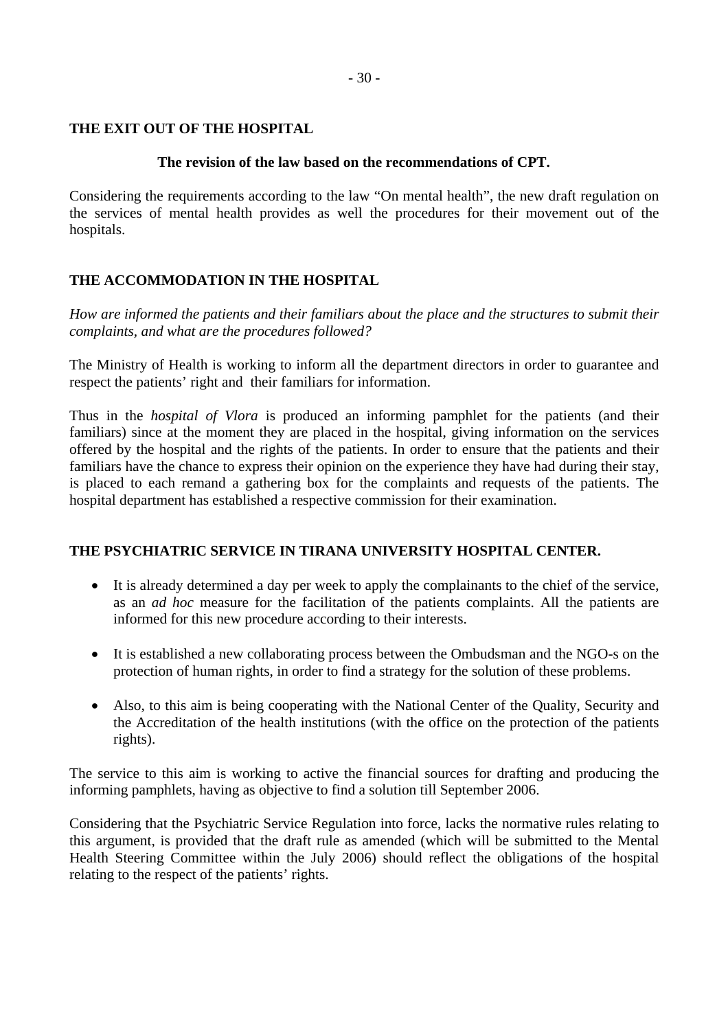**THE EXIT OUT OF THE HOSPITAL**

**The revision of the law based on the recommendations of CPT.**

Considering the requirements according to the law "On mental health", the new draft regulation on the services of mental health provides as well the procedures for their movement out of the hospitals.

**THE ACCOMMODATION IN THE HOSPITAL**

*How are informed the patients and their familiars about the place and the structures to submit their complaints, and what are the procedures followed?*

The Ministry of Health is working to inform all the department directors in order to guarantee and respect the patients' right and their familiars for information.

Thus in the *hospital of Vlora* is produced an informing pamphlet for the patients (and their familiars) since at the moment they are placed in the hospital, giving information on the services offered by the hospital and the rights of the patients. In order to ensure that the patients and their familiars have the chance to express their opinion on the experience they have had during their stay, is placed to each remand a gathering box for the complaints and requests of the patients. The hospital department has established a respective commission for their examination.

**THE PSYCHIATRIC SERVICE IN TIRANA UNIVERSITY HOSPITAL CENTER.**

- It is already determined a day per week to apply the complainants to the chief of the service, as an *ad hoc* measure for the facilitation of the patients complaints. All the patients are informed for this new procedure according to their interests.
- It is established a new collaborating process between the Ombudsman and the NGO-s on the protection of human rights, in order to find a strategy for the solution of these problems.
- Also, to this aim is being cooperating with the National Center of the Quality, Security and the Accreditation of the health institutions (with the office on the protection of the patients rights).

The service to this aim is working to active the financial sources for drafting and producing the informing pamphlets, having as objective to find a solution till September 2006.

Considering that the Psychiatric Service Regulation into force, lacks the normative rules relating to this argument, is provided that the draft rule as amended (which will be submitted to the Mental Health Steering Committee within the July 2006) should reflect the obligations of the hospital relating to the respect of the patients' rights.